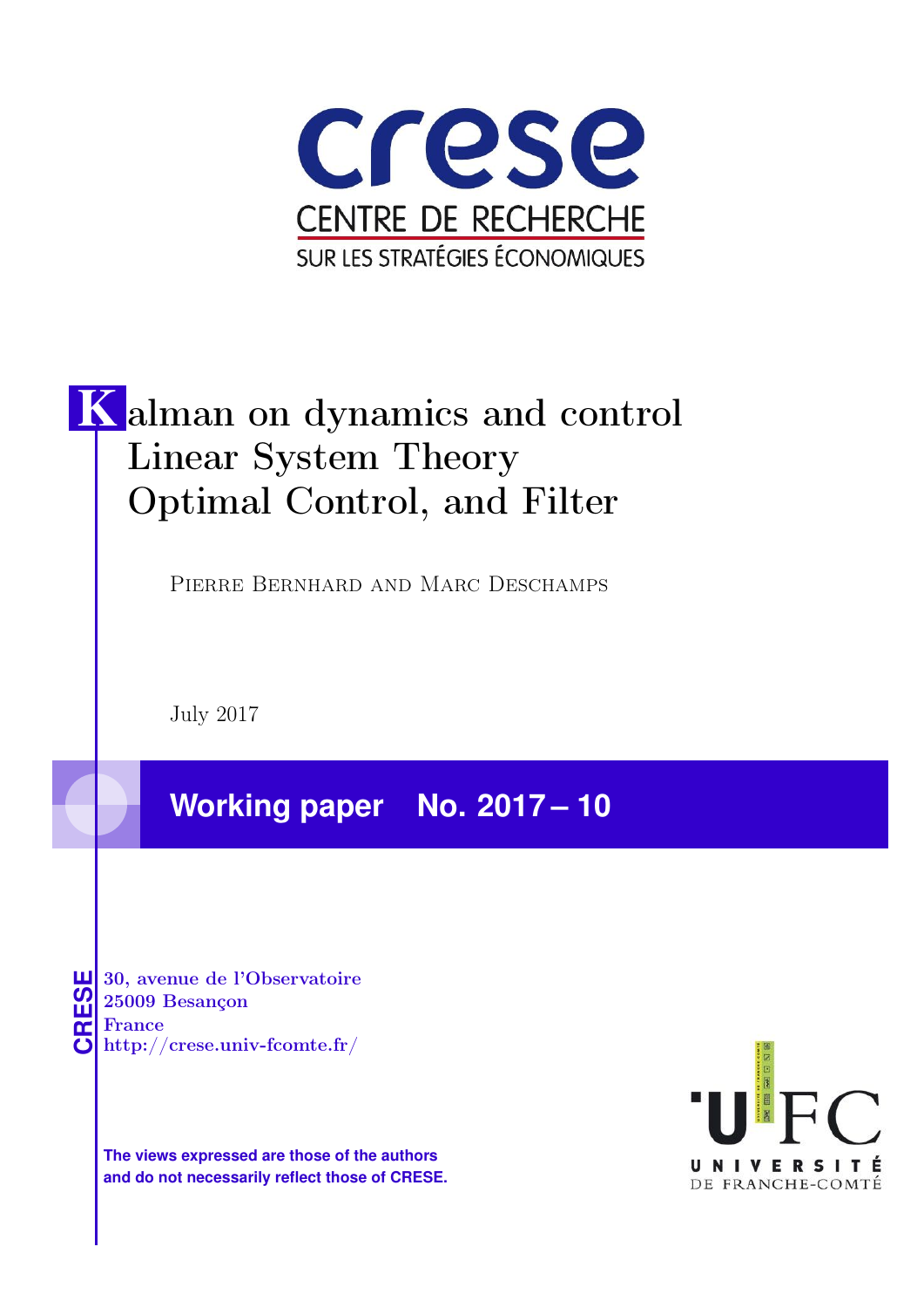crese

CENTRE DE RECHERCHE
SUR LES STRATÉGIES ÉCONOMIQUES

# Kalman on dynamics and control Linear System Theory Optimal Control, and Filter

Pierre Bernhard and Marc Deschamps

July 2017

## Working paper No. 2017 – 10

CRESE

30, avenue de l'Observatoire
25009 Besançon
France
http://crese.univ-fcomte.fr/

**The views expressed are those of the authors and do not necessarily reflect those of CRESE.**

UFC
UNIVERSITÉ DE FRANCHE-COMTÉ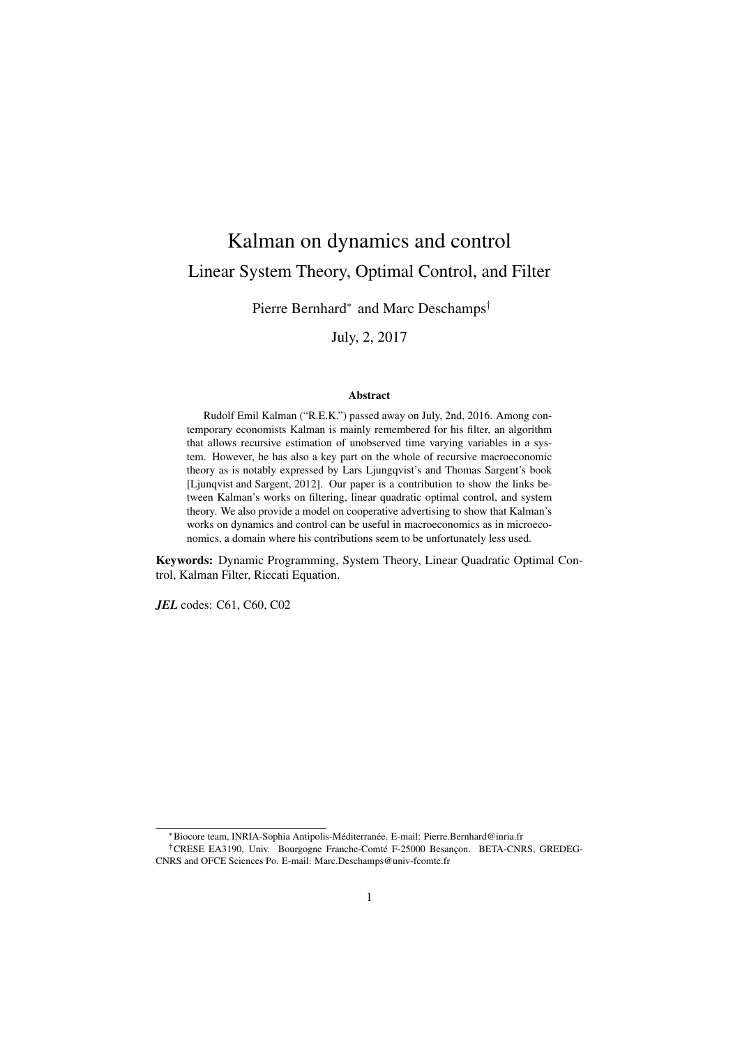# Kalman on dynamics and control

## Linear System Theory, Optimal Control, and Filter

Pierre Bernhard* and Marc Deschamps†

July, 2, 2017

### Abstract

Rudolf Emil Kalman ("R.E.K.") passed away on July, 2nd, 2016. Among contemporary economists Kalman is mainly remembered for his filter, an algorithm that allows recursive estimation of unobserved time varying variables in a system. However, he has also a key part on the whole of recursive macroeconomic theory as is notably expressed by Lars Ljungqvist's and Thomas Sargent's book [Ljunqvist and Sargent, 2012]. Our paper is a contribution to show the links between Kalman's works on filtering, linear quadratic optimal control, and system theory. We also provide a model on cooperative advertising to show that Kalman's works on dynamics and control can be useful in macroeconomics as in microeconomics, a domain where his contributions seem to be unfortunately less used.

**Keywords:** Dynamic Programming, System Theory, Linear Quadratic Optimal Control, Kalman Filter, Riccati Equation.

***JEL*** codes: C61, C60, C02

---

*Biocore team, INRIA-Sophia Antipolis-Méditerranée. E-mail: Pierre.Bernhard@inria.fr

†CRESE EA3190, Univ. Bourgogne Franche-Comté F-25000 Besançon. BETA-CNRS, GREDEG-CNRS and OFCE Sciences Po. E-mail: Marc.Deschamps@univ-fcomte.fr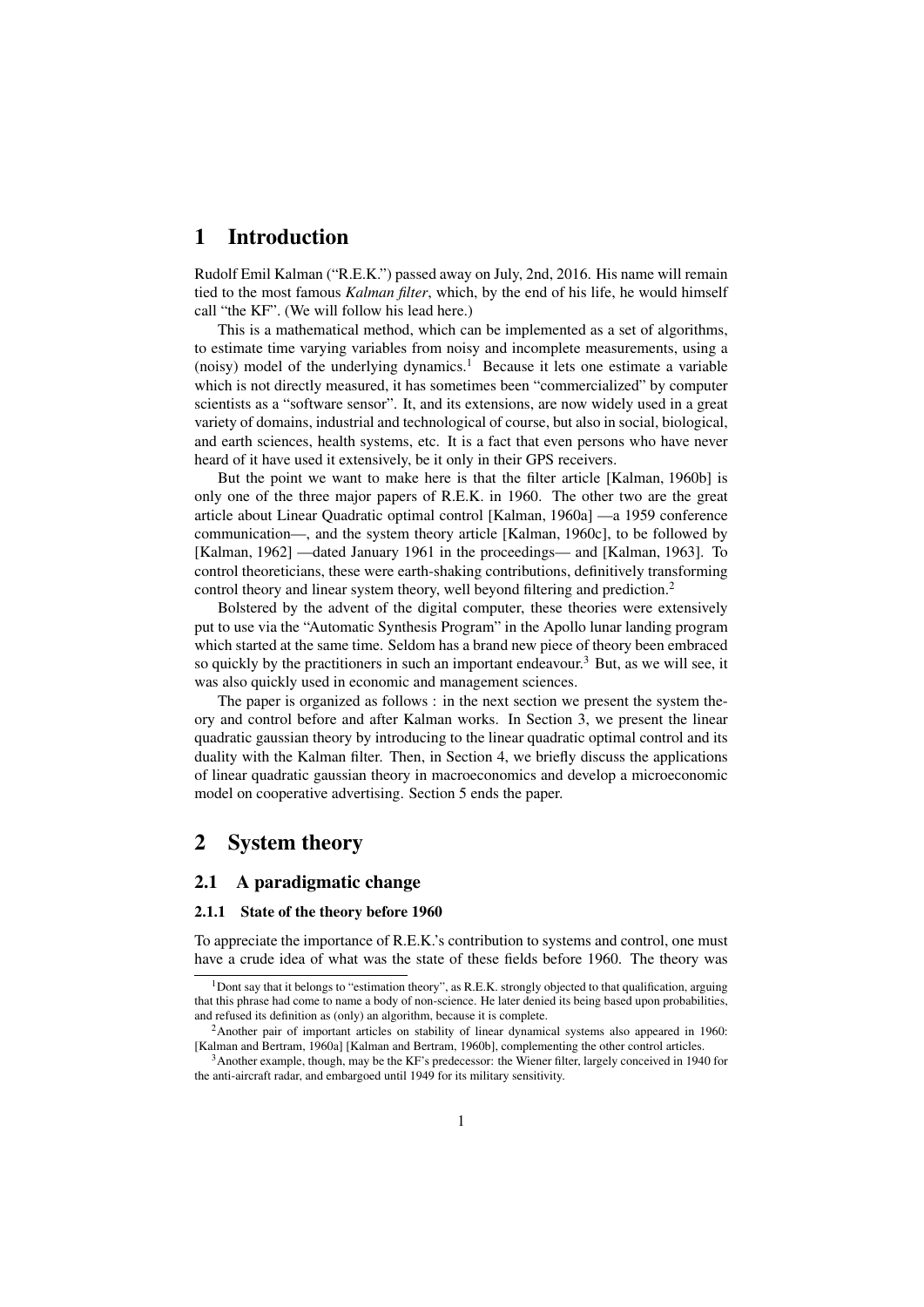# 1 Introduction

Rudolf Emil Kalman ("R.E.K.") passed away on July, 2nd, 2016. His name will remain tied to the most famous *Kalman filter*, which, by the end of his life, he would himself call "the KF". (We will follow his lead here.)

This is a mathematical method, which can be implemented as a set of algorithms, to estimate time varying variables from noisy and incomplete measurements, using a (noisy) model of the underlying dynamics.[1] Because it lets one estimate a variable which is not directly measured, it has sometimes been "commercialized" by computer scientists as a "software sensor". It, and its extensions, are now widely used in a great variety of domains, industrial and technological of course, but also in social, biological, and earth sciences, health systems, etc. It is a fact that even persons who have never heard of it have used it extensively, be it only in their GPS receivers.

But the point we want to make here is that the filter article [Kalman, 1960b] is only one of the three major papers of R.E.K. in 1960. The other two are the great article about Linear Quadratic optimal control [Kalman, 1960a] —a 1959 conference communication—, and the system theory article [Kalman, 1960c], to be followed by [Kalman, 1962] —dated January 1961 in the proceedings— and [Kalman, 1963]. To control theoreticians, these were earth-shaking contributions, definitively transforming control theory and linear system theory, well beyond filtering and prediction.[2]

Bolstered by the advent of the digital computer, these theories were extensively put to use via the "Automatic Synthesis Program" in the Apollo lunar landing program which started at the same time. Seldom has a brand new piece of theory been embraced so quickly by the practitioners in such an important endeavour.[3] But, as we will see, it was also quickly used in economic and management sciences.

The paper is organized as follows : in the next section we present the system theory and control before and after Kalman works. In Section 3, we present the linear quadratic gaussian theory by introducing to the linear quadratic optimal control and its duality with the Kalman filter. Then, in Section 4, we briefly discuss the applications of linear quadratic gaussian theory in macroeconomics and develop a microeconomic model on cooperative advertising. Section 5 ends the paper.

# 2 System theory

## 2.1 A paradigmatic change

### 2.1.1 State of the theory before 1960

To appreciate the importance of R.E.K.'s contribution to systems and control, one must have a crude idea of what was the state of these fields before 1960. The theory was

[1] Dont say that it belongs to "estimation theory", as R.E.K. strongly objected to that qualification, arguing that this phrase had come to name a body of non-science. He later denied its being based upon probabilities, and refused its definition as (only) an algorithm, because it is complete.

[2] Another pair of important articles on stability of linear dynamical systems also appeared in 1960: [Kalman and Bertram, 1960a] [Kalman and Bertram, 1960b], complementing the other control articles.

[3] Another example, though, may be the KF's predecessor: the Wiener filter, largely conceived in 1940 for the anti-aircraft radar, and embargoed until 1949 for its military sensitivity.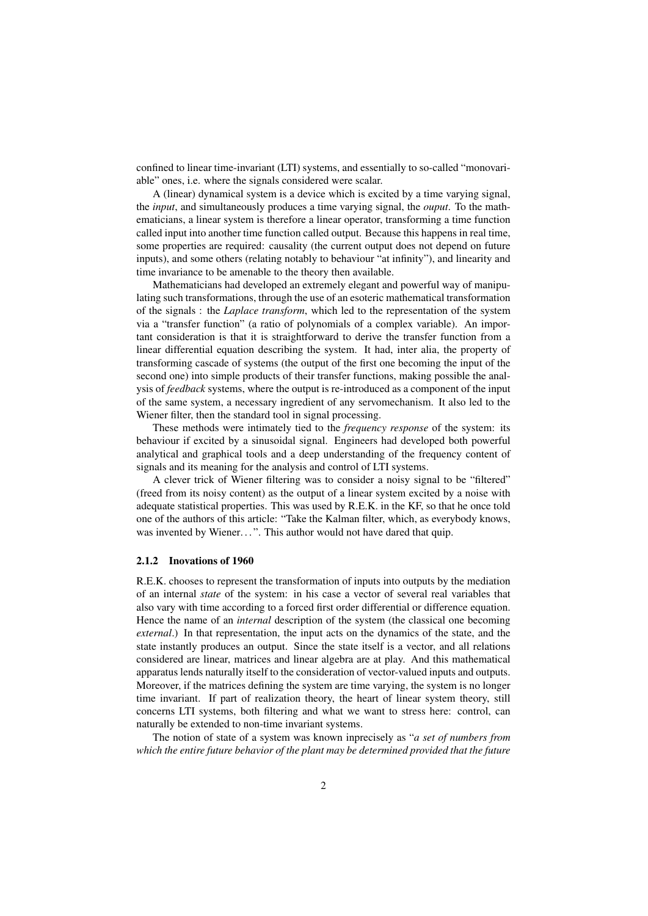confined to linear time-invariant (LTI) systems, and essentially to so-called "monovariable" ones, i.e. where the signals considered were scalar.

A (linear) dynamical system is a device which is excited by a time varying signal, the *input*, and simultaneously produces a time varying signal, the *ouput*. To the mathematicians, a linear system is therefore a linear operator, transforming a time function called input into another time function called output. Because this happens in real time, some properties are required: causality (the current output does not depend on future inputs), and some others (relating notably to behaviour "at infinity"), and linearity and time invariance to be amenable to the theory then available.

Mathematicians had developed an extremely elegant and powerful way of manipulating such transformations, through the use of an esoteric mathematical transformation of the signals : the *Laplace transform*, which led to the representation of the system via a "transfer function" (a ratio of polynomials of a complex variable). An important consideration is that it is straightforward to derive the transfer function from a linear differential equation describing the system. It had, inter alia, the property of transforming cascade of systems (the output of the first one becoming the input of the second one) into simple products of their transfer functions, making possible the analysis of *feedback* systems, where the output is re-introduced as a component of the input of the same system, a necessary ingredient of any servomechanism. It also led to the Wiener filter, then the standard tool in signal processing.

These methods were intimately tied to the *frequency response* of the system: its behaviour if excited by a sinusoidal signal. Engineers had developed both powerful analytical and graphical tools and a deep understanding of the frequency content of signals and its meaning for the analysis and control of LTI systems.

A clever trick of Wiener filtering was to consider a noisy signal to be "filtered" (freed from its noisy content) as the output of a linear system excited by a noise with adequate statistical properties. This was used by R.E.K. in the KF, so that he once told one of the authors of this article: "Take the Kalman filter, which, as everybody knows, was invented by Wiener...". This author would not have dared that quip.

### 2.1.2 Inovations of 1960

R.E.K. chooses to represent the transformation of inputs into outputs by the mediation of an internal *state* of the system: in his case a vector of several real variables that also vary with time according to a forced first order differential or difference equation. Hence the name of an *internal* description of the system (the classical one becoming *external*.) In that representation, the input acts on the dynamics of the state, and the state instantly produces an output. Since the state itself is a vector, and all relations considered are linear, matrices and linear algebra are at play. And this mathematical apparatus lends naturally itself to the consideration of vector-valued inputs and outputs. Moreover, if the matrices defining the system are time varying, the system is no longer time invariant. If part of realization theory, the heart of linear system theory, still concerns LTI systems, both filtering and what we want to stress here: control, can naturally be extended to non-time invariant systems.

The notion of state of a system was known inprecisely as "*a set of numbers from which the entire future behavior of the plant may be determined provided that the future*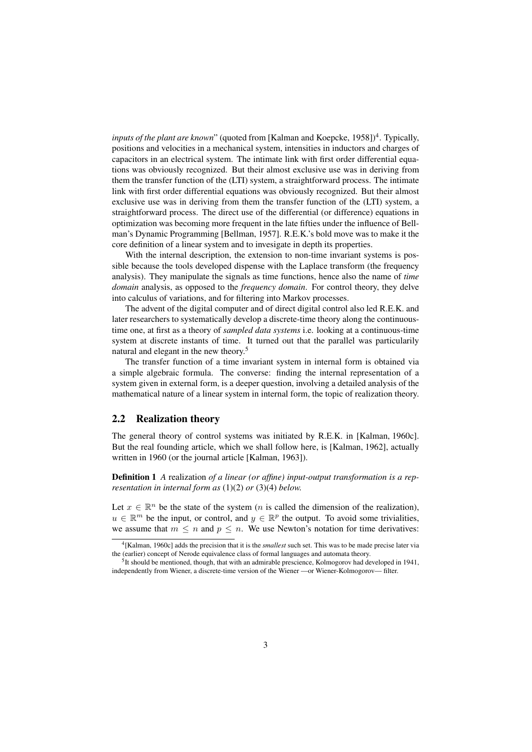*inputs of the plant are known*" (quoted from [Kalman and Koepcke, 1958])[4]. Typically, positions and velocities in a mechanical system, intensities in inductors and charges of capacitors in an electrical system. The intimate link with first order differential equations was obviously recognized. But their almost exclusive use was in deriving from them the transfer function of the (LTI) system, a straightforward process. The intimate link with first order differential equations was obviously recognized. But their almost exclusive use was in deriving from them the transfer function of the (LTI) system, a straightforward process. The direct use of the differential (or difference) equations in optimization was becoming more frequent in the late fifties under the influence of Bellman's Dynamic Programming [Bellman, 1957]. R.E.K.'s bold move was to make it the core definition of a linear system and to invesigate in depth its properties.

With the internal description, the extension to non-time invariant systems is possible because the tools developed dispense with the Laplace transform (the frequency analysis). They manipulate the signals as time functions, hence also the name of *time domain* analysis, as opposed to the *frequency domain*. For control theory, they delve into calculus of variations, and for filtering into Markov processes.

The advent of the digital computer and of direct digital control also led R.E.K. and later researchers to systematically develop a discrete-time theory along the continuous-time one, at first as a theory of *sampled data systems* i.e. looking at a continuous-time system at discrete instants of time. It turned out that the parallel was particularily natural and elegant in the new theory.[5]

The transfer function of a time invariant system in internal form is obtained via a simple algebraic formula. The converse: finding the internal representation of a system given in external form, is a deeper question, involving a detailed analysis of the mathematical nature of a linear system in internal form, the topic of realization theory.

## 2.2 Realization theory

The general theory of control systems was initiated by R.E.K. in [Kalman, 1960c]. But the real founding article, which we shall follow here, is [Kalman, 1962], actually written in 1960 (or the journal article [Kalman, 1963]).

**Definition 1** *A* realization *of a linear (or affine) input-output transformation is a representation in internal form as* (1)(2) *or* (3)(4) *below.*

Let $x \in \mathbb{R}^n$ be the state of the system ($n$ is called the dimension of the realization), $u \in \mathbb{R}^m$ be the input, or control, and $y \in \mathbb{R}^p$ the output. To avoid some trivialities, we assume that $m \leq n$ and $p \leq n$. We use Newton's notation for time derivatives:

[4] [Kalman, 1960c] adds the precision that it is the *smallest* such set. This was to be made precise later via the (earlier) concept of Nerode equivalence class of formal languages and automata theory.

[5] It should be mentioned, though, that with an admirable prescience, Kolmogorov had developed in 1941, independently from Wiener, a discrete-time version of the Wiener —or Wiener-Kolmogorov— filter.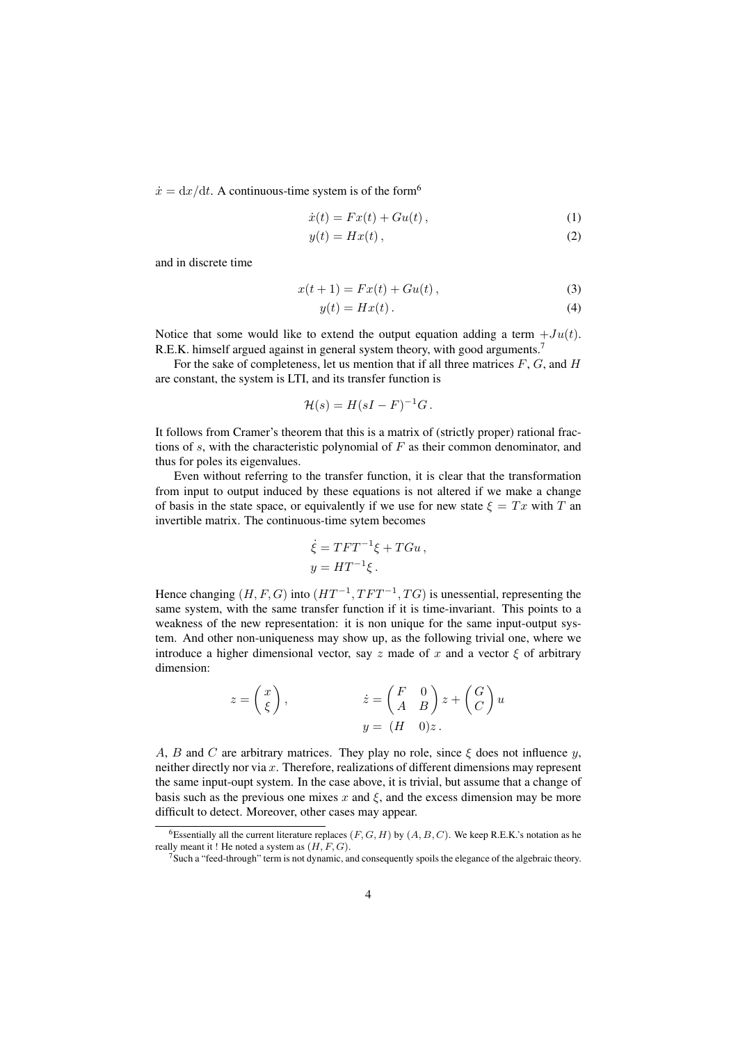$\dot{x} = \mathrm{d}x/\mathrm{d}t$. A continuous-time system is of the form[6]

$$\dot{x}(t) = Fx(t) + Gu(t)\,, \tag{1}$$

$$y(t) = Hx(t)\,, \tag{2}$$

and in discrete time

$$x(t+1) = Fx(t) + Gu(t)\,, \tag{3}$$

$$y(t) = Hx(t)\,. \tag{4}$$

Notice that some would like to extend the output equation adding a term $+Ju(t)$. R.E.K. himself argued against in general system theory, with good arguments.[7]

For the sake of completeness, let us mention that if all three matrices $F$, $G$, and $H$ are constant, the system is LTI, and its transfer function is

$$\mathcal{H}(s) = H(sI - F)^{-1}G\,.$$

It follows from Cramer's theorem that this is a matrix of (strictly proper) rational fractions of $s$, with the characteristic polynomial of $F$ as their common denominator, and thus for poles its eigenvalues.

Even without referring to the transfer function, it is clear that the transformation from input to output induced by these equations is not altered if we make a change of basis in the state space, or equivalently if we use for new state $\xi = Tx$ with $T$ an invertible matrix. The continuous-time sytem becomes

$$\dot{\xi} = TFT^{-1}\xi + TGu\,,$$
$$y = HT^{-1}\xi\,.$$

Hence changing $(H, F, G)$ into $(HT^{-1}, TFT^{-1}, TG)$ is unessential, representing the same system, with the same transfer function if it is time-invariant. This points to a weakness of the new representation: it is non unique for the same input-output system. And other non-uniqueness may show up, as the following trivial one, where we introduce a higher dimensional vector, say $z$ made of $x$ and a vector $\xi$ of arbitrary dimension:

$$z = \begin{pmatrix} x \\ \xi \end{pmatrix}, \qquad \dot{z} = \begin{pmatrix} F & 0 \\ A & B \end{pmatrix} z + \begin{pmatrix} G \\ C \end{pmatrix} u$$
$$y = \begin{pmatrix} H & 0 \end{pmatrix} z\,.$$

$A$, $B$ and $C$ are arbitrary matrices. They play no role, since $\xi$ does not influence $y$, neither directly nor via $x$. Therefore, realizations of different dimensions may represent the same input-oupt system. In the case above, it is trivial, but assume that a change of basis such as the previous one mixes $x$ and $\xi$, and the excess dimension may be more difficult to detect. Moreover, other cases may appear.

---

[6] Essentially all the current literature replaces $(F, G, H)$ by $(A, B, C)$. We keep R.E.K.'s notation as he really meant it ! He noted a system as $(H, F, G)$.

[7] Such a "feed-through" term is not dynamic, and consequently spoils the elegance of the algebraic theory.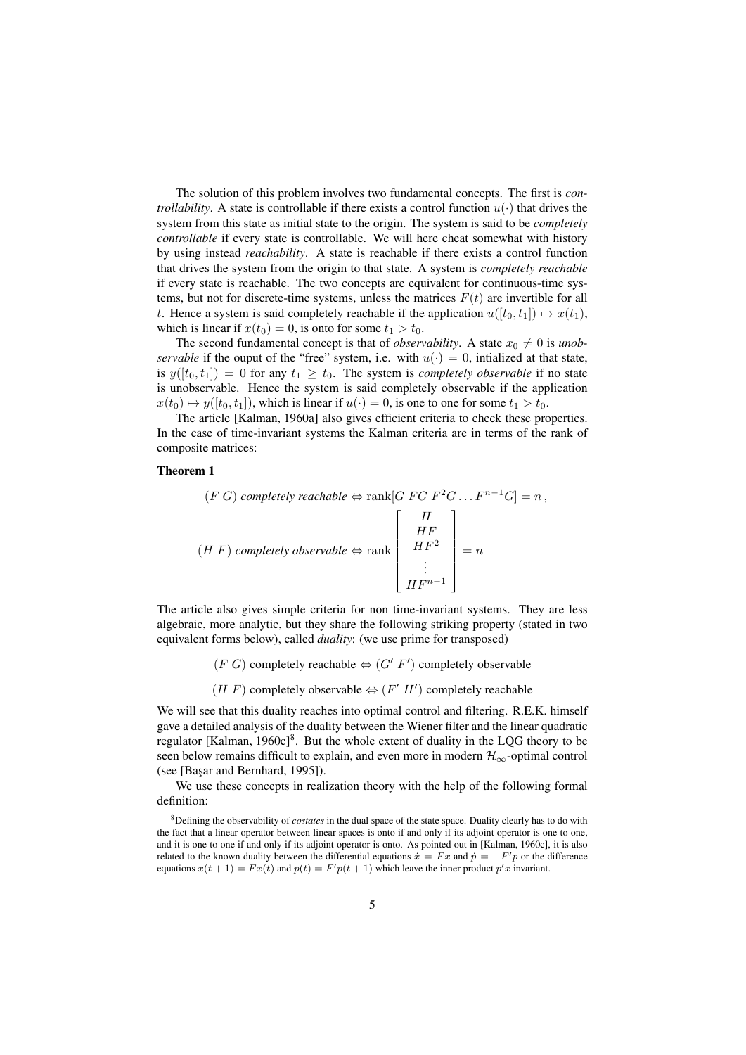The solution of this problem involves two fundamental concepts. The first is *controllability*. A state is controllable if there exists a control function $u(\cdot)$ that drives the system from this state as initial state to the origin. The system is said to be *completely controllable* if every state is controllable. We will here cheat somewhat with history by using instead *reachability*. A state is reachable if there exists a control function that drives the system from the origin to that state. A system is *completely reachable* if every state is reachable. The two concepts are equivalent for continuous-time systems, but not for discrete-time systems, unless the matrices $F(t)$ are invertible for all $t$. Hence a system is said completely reachable if the application $u([t_0, t_1]) \mapsto x(t_1)$, which is linear if $x(t_0) = 0$, is onto for some $t_1 > t_0$.

The second fundamental concept is that of *observability*. A state $x_0 \neq 0$ is *unobservable* if the ouput of the "free" system, i.e. with $u(\cdot) = 0$, intialized at that state, is $y([t_0, t_1]) = 0$ for any $t_1 \geq t_0$. The system is *completely observable* if no state is unobservable. Hence the system is said completely observable if the application $x(t_0) \mapsto y([t_0, t_1])$, which is linear if $u(\cdot) = 0$, is one to one for some $t_1 > t_0$.

The article [Kalman, 1960a] also gives efficient criteria to check these properties. In the case of time-invariant systems the Kalman criteria are in terms of the rank of composite matrices:

**Theorem 1**

$$(F\ G)\ \textit{completely reachable} \Leftrightarrow \operatorname{rank}[G\ FG\ F^2G \ldots F^{n-1}G] = n\,,$$

$$(H\ F)\ \textit{completely observable} \Leftrightarrow \operatorname{rank} \begin{bmatrix} H \\ HF \\ HF^2 \\ \vdots \\ HF^{n-1} \end{bmatrix} = n$$

The article also gives simple criteria for non time-invariant systems. They are less algebraic, more analytic, but they share the following striking property (stated in two equivalent forms below), called *duality*: (we use prime for transposed)

$$(F\ G)\ \text{completely reachable} \Leftrightarrow (G'\ F')\ \text{completely observable}$$

$$(H\ F)\ \text{completely observable} \Leftrightarrow (F'\ H')\ \text{completely reachable}$$

We will see that this duality reaches into optimal control and filtering. R.E.K. himself gave a detailed analysis of the duality between the Wiener filter and the linear quadratic regulator [Kalman, 1960c][8]. But the whole extent of duality in the LQG theory to be seen below remains difficult to explain, and even more in modern $\mathcal{H}_\infty$-optimal control (see [Başar and Bernhard, 1995]).

We use these concepts in realization theory with the help of the following formal definition:

[8] Defining the observability of *costates* in the dual space of the state space. Duality clearly has to do with the fact that a linear operator between linear spaces is onto if and only if its adjoint operator is one to one, and it is one to one if and only if its adjoint operator is onto. As pointed out in [Kalman, 1960c], it is also related to the known duality between the differential equations $\dot{x} = Fx$ and $\dot{p} = -F'p$ or the difference equations $x(t+1) = Fx(t)$ and $p(t) = F'p(t+1)$ which leave the inner product $p'x$ invariant.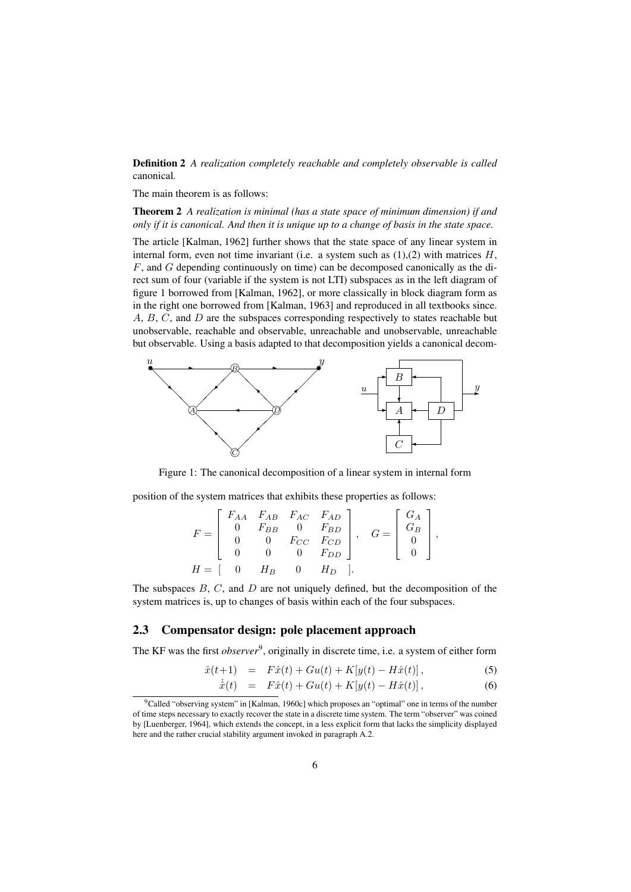**Definition 2** *A realization completely reachable and completely observable is called* canonical*.*

The main theorem is as follows:

**Theorem 2** *A realization is minimal (has a state space of minimum dimension) if and only if it is canonical. And then it is unique up to a change of basis in the state space.*

The article [Kalman, 1962] further shows that the state space of any linear system in internal form, even not time invariant (i.e. a system such as (1),(2) with matrices $H$, $F$, and $G$ depending continuously on time) can be decomposed canonically as the direct sum of four (variable if the system is not LTI) subspaces as in the left diagram of figure 1 borrowed from [Kalman, 1962], or more classically in block diagram form as in the right one borrowed from [Kalman, 1963] and reproduced in all textbooks since. $A$, $B$, $C$, and $D$ are the subspaces corresponding respectively to states reachable but unobservable, reachable and observable, unreachable and unobservable, unreachable but observable. Using a basis adapted to that decomposition yields a canonical decomposition of the system matrices that exhibits these properties as follows:

Figure 1: The canonical decomposition of a linear system in internal form

$$
F = \begin{bmatrix} F_{AA} & F_{AB} & F_{AC} & F_{AD} \\ 0 & F_{BB} & 0 & F_{BD} \\ 0 & 0 & F_{CC} & F_{CD} \\ 0 & 0 & 0 & F_{DD} \end{bmatrix}, \quad G = \begin{bmatrix} G_A \\ G_B \\ 0 \\ 0 \end{bmatrix},
$$

$$
H = \begin{bmatrix} 0 & H_B & 0 & H_D \end{bmatrix}.
$$

The subspaces $B$, $C$, and $D$ are not uniquely defined, but the decomposition of the system matrices is, up to changes of basis within each of the four subspaces.

## 2.3 Compensator design: pole placement approach

The KF was the first *observer*[9], originally in discrete time, i.e. a system of either form

$$
\hat{x}(t+1) = F\hat{x}(t) + Gu(t) + K[y(t) - H\hat{x}(t)], \tag{5}
$$

$$
\dot{\hat{x}}(t) = F\hat{x}(t) + Gu(t) + K[y(t) - H\hat{x}(t)], \tag{6}
$$

[9] Called "observing system" in [Kalman, 1960c] which proposes an "optimal" one in terms of the number of time steps necessary to exactly recover the state in a discrete time system. The term "observer" was coined by [Luenberger, 1964], which extends the concept, in a less explicit form that lacks the simplicity displayed here and the rather crucial stability argument invoked in paragraph A.2.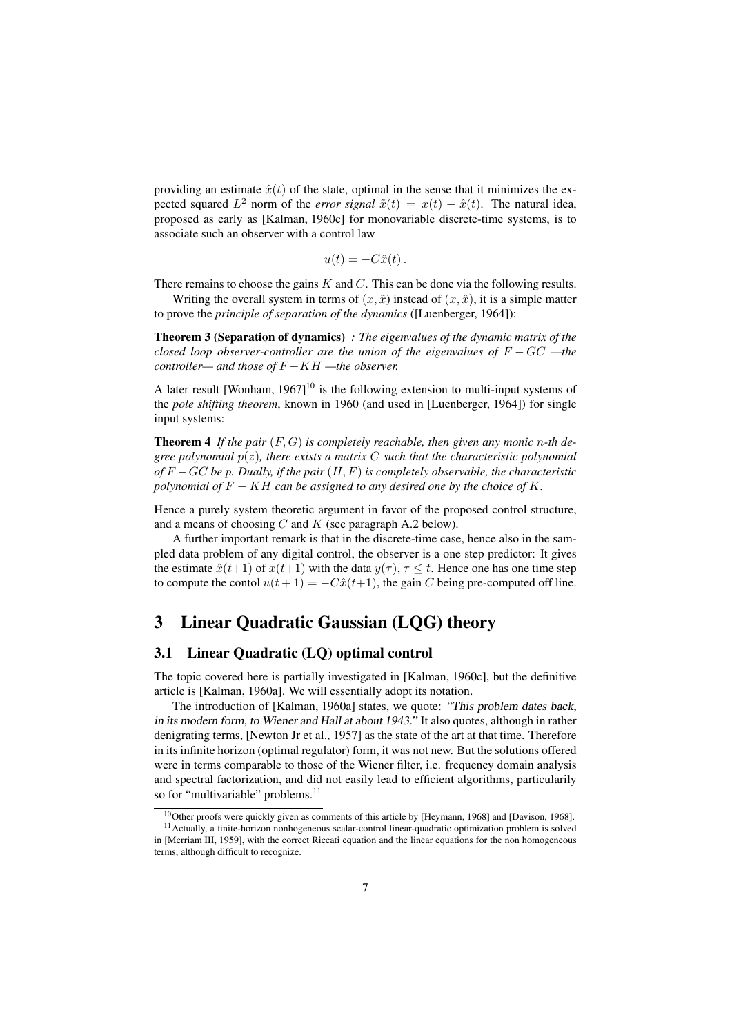providing an estimate $\hat{x}(t)$ of the state, optimal in the sense that it minimizes the expected squared $L^2$ norm of the *error signal* $\tilde{x}(t) = x(t) - \hat{x}(t)$. The natural idea, proposed as early as [Kalman, 1960c] for monovariable discrete-time systems, is to associate such an observer with a control law

$$u(t) = -C\hat{x}(t) \, .$$

There remains to choose the gains $K$ and $C$. This can be done via the following results.

Writing the overall system in terms of $(x, \tilde{x})$ instead of $(x, \hat{x})$, it is a simple matter to prove the *principle of separation of the dynamics* ([Luenberger, 1964]):

**Theorem 3 (Separation of dynamics)** *: The eigenvalues of the dynamic matrix of the closed loop observer-controller are the union of the eigenvalues of $F - GC$ —the controller— and those of $F - KH$ —the observer.*

A later result [Wonham, 1967][10] is the following extension to multi-input systems of the *pole shifting theorem*, known in 1960 (and used in [Luenberger, 1964]) for single input systems:

**Theorem 4** *If the pair $(F, G)$ is completely reachable, then given any monic $n$-th degree polynomial $p(z)$, there exists a matrix $C$ such that the characteristic polynomial of $F - GC$ be $p$. Dually, if the pair $(H, F)$ is completely observable, the characteristic polynomial of $F - KH$ can be assigned to any desired one by the choice of $K$.*

Hence a purely system theoretic argument in favor of the proposed control structure, and a means of choosing $C$ and $K$ (see paragraph A.2 below).

A further important remark is that in the discrete-time case, hence also in the sampled data problem of any digital control, the observer is a one step predictor: It gives the estimate $\hat{x}(t+1)$ of $x(t+1)$ with the data $y(\tau)$, $\tau \leq t$. Hence one has one time step to compute the contol $u(t+1) = -C\hat{x}(t+1)$, the gain $C$ being pre-computed off line.

# 3 Linear Quadratic Gaussian (LQG) theory

## 3.1 Linear Quadratic (LQ) optimal control

The topic covered here is partially investigated in [Kalman, 1960c], but the definitive article is [Kalman, 1960a]. We will essentially adopt its notation.

The introduction of [Kalman, 1960a] states, we quote: *"This problem dates back, in its modern form, to Wiener and Hall at about 1943."* It also quotes, although in rather denigrating terms, [Newton Jr et al., 1957] as the state of the art at that time. Therefore in its infinite horizon (optimal regulator) form, it was not new. But the solutions offered were in terms comparable to those of the Wiener filter, i.e. frequency domain analysis and spectral factorization, and did not easily lead to efficient algorithms, particularily so for "multivariable" problems.[11]

[10] Other proofs were quickly given as comments of this article by [Heymann, 1968] and [Davison, 1968].

[11] Actually, a finite-horizon nonhogeneous scalar-control linear-quadratic optimization problem is solved in [Merriam III, 1959], with the correct Riccati equation and the linear equations for the non homogeneous terms, although difficult to recognize.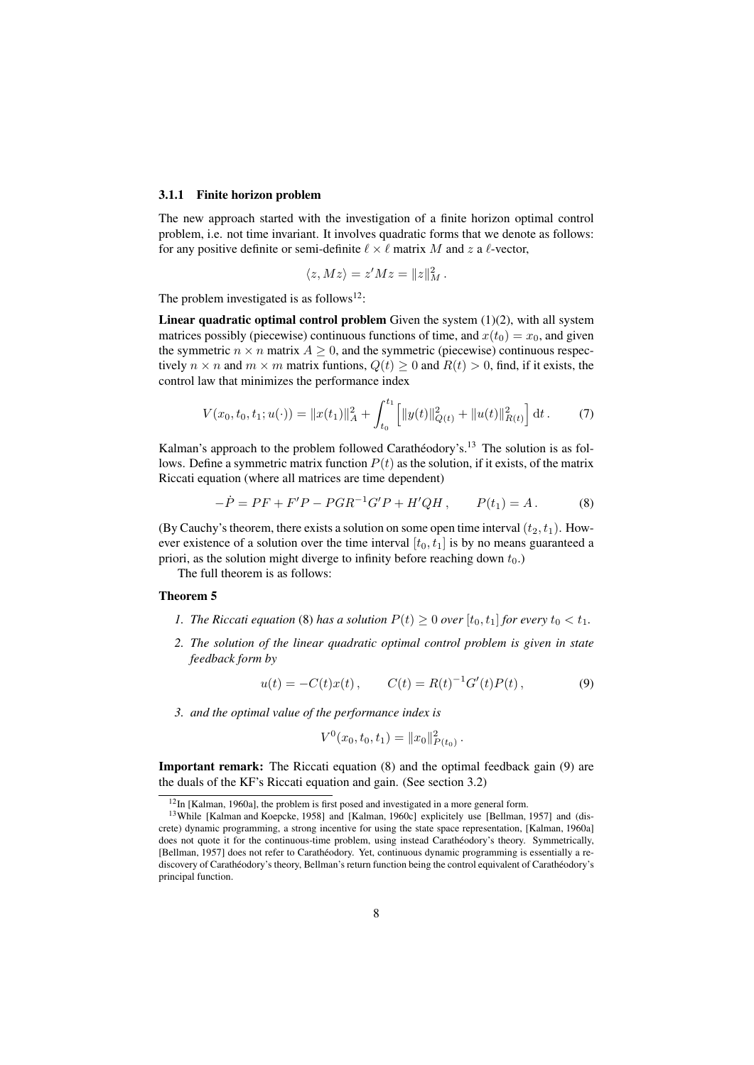### 3.1.1 Finite horizon problem

The new approach started with the investigation of a finite horizon optimal control problem, i.e. not time invariant. It involves quadratic forms that we denote as follows: for any positive definite or semi-definite $\ell \times \ell$ matrix $M$ and $z$ a $\ell$-vector,

$$\langle z, Mz \rangle = z'Mz = \|z\|_M^2 \,.$$

The problem investigated is as follows[12]:

**Linear quadratic optimal control problem** Given the system (1)(2), with all system matrices possibly (piecewise) continuous functions of time, and $x(t_0) = x_0$, and given the symmetric $n \times n$ matrix $A \geq 0$, and the symmetric (piecewise) continuous respectively $n \times n$ and $m \times m$ matrix funtions, $Q(t) \geq 0$ and $R(t) > 0$, find, if it exists, the control law that minimizes the performance index

$$V(x_0, t_0, t_1; u(\cdot)) = \|x(t_1)\|_A^2 + \int_{t_0}^{t_1} \left[ \|y(t)\|_{Q(t)}^2 + \|u(t)\|_{R(t)}^2 \right] \mathrm{d}t \,. \tag{7}$$

Kalman's approach to the problem followed Carathéodory's.[13] The solution is as follows. Define a symmetric matrix function $P(t)$ as the solution, if it exists, of the matrix Riccati equation (where all matrices are time dependent)

$$-\dot{P} = PF + F'P - PGR^{-1}G'P + H'QH \,, \qquad P(t_1) = A \,. \tag{8}$$

(By Cauchy's theorem, there exists a solution on some open time interval $(t_2, t_1)$. However existence of a solution over the time interval $[t_0, t_1]$ is by no means guaranteed a priori, as the solution might diverge to infinity before reaching down $t_0$.)

The full theorem is as follows:

**Theorem 5**

1. *The Riccati equation* (8) *has a solution* $P(t) \geq 0$ *over* $[t_0, t_1]$ *for every* $t_0 < t_1$.
2. *The solution of the linear quadratic optimal control problem is given in state feedback form by*

$$u(t) = -C(t)x(t) \,, \qquad C(t) = R(t)^{-1}G'(t)P(t) \,, \tag{9}$$

3. *and the optimal value of the performance index is*

$$V^0(x_0, t_0, t_1) = \|x_0\|_{P(t_0)}^2 \,.$$

**Important remark:** The Riccati equation (8) and the optimal feedback gain (9) are the duals of the KF's Riccati equation and gain. (See section 3.2)

[12] In [Kalman, 1960a], the problem is first posed and investigated in a more general form.

[13] While [Kalman and Koepcke, 1958] and [Kalman, 1960c] explicitely use [Bellman, 1957] and (discrete) dynamic programming, a strong incentive for using the state space representation, [Kalman, 1960a] does not quote it for the continuous-time problem, using instead Carathéodory's theory. Symmetrically, [Bellman, 1957] does not refer to Carathéodory. Yet, continuous dynamic programming is essentially a rediscovery of Carathéodory's theory, Bellman's return function being the control equivalent of Carathéodory's principal function.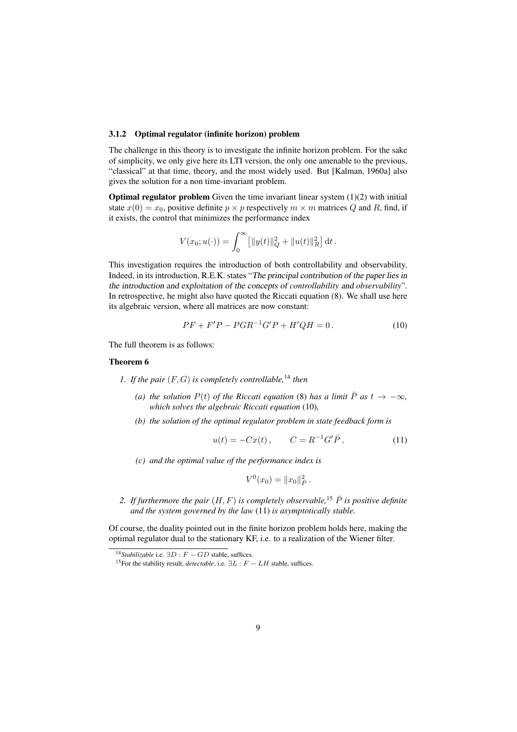### 3.1.2 Optimal regulator (infinite horizon) problem

The challenge in this theory is to investigate the infinite horizon problem. For the sake of simplicity, we only give here its LTI version, the only one amenable to the previous, "classical" at that time, theory, and the most widely used. But [Kalman, 1960a] also gives the solution for a non time-invariant problem.

**Optimal regulator problem** Given the time invariant linear system (1)(2) with initial state $x(0) = x_0$, positive definite $p \times p$ respectively $m \times m$ matrices $Q$ and $R$, find, if it exists, the control that minimizes the performance index

$$V(x_0; u(\cdot)) = \int_0^\infty \left[ \|y(t)\|_Q^2 + \|u(t)\|_R^2 \right] \mathrm{d}t \,.$$

This investigation requires the introduction of both controllability and observability. Indeed, in its introduction, R.E.K. states "The principal contribution of the paper lies in the introduction and exploitation of the concepts of *controllability* and *observability*". In retrospective, he might also have quoted the Riccati equation (8). We shall use here its algebraic version, where all matrices are now constant:

$$PF + F'P - PGR^{-1}G'P + H'QH = 0 \,. \tag{10}$$

The full theorem is as follows:

**Theorem 6**

1. *If the pair $(F, G)$ is completely controllable,*[14] *then*
   - *(a) the solution $P(t)$ of the Riccati equation* (8) *has a limit $\bar{P}$ as $t \to -\infty$, which solves the algebraic Riccati equation* (10)*,*
   - *(b) the solution of the optimal regulator problem in state feedback form is*

     $$u(t) = -Cx(t) \,, \qquad C = R^{-1}G'\bar{P} \,, \tag{11}$$

   - *(c) and the optimal value of the performance index is*

     $$V^0(x_0) = \|x_0\|_{\bar{P}}^2 \,.$$

2. *If furthermore the pair $(H, F)$ is completely observable,*[15] *$\bar{P}$ is positive definite and the system governed by the law* (11) *is asymptotically stable.*

Of course, the duality pointed out in the finite horizon problem holds here, making the optimal regulator dual to the stationary KF, i.e. to a realization of the Wiener filter.

---

[14] *Stabilizable* i.e. $\exists D : F - GD$ stable, suffices.

[15] For the stability result, *detectable*, i.e. $\exists L : F - LH$ stable, suffices.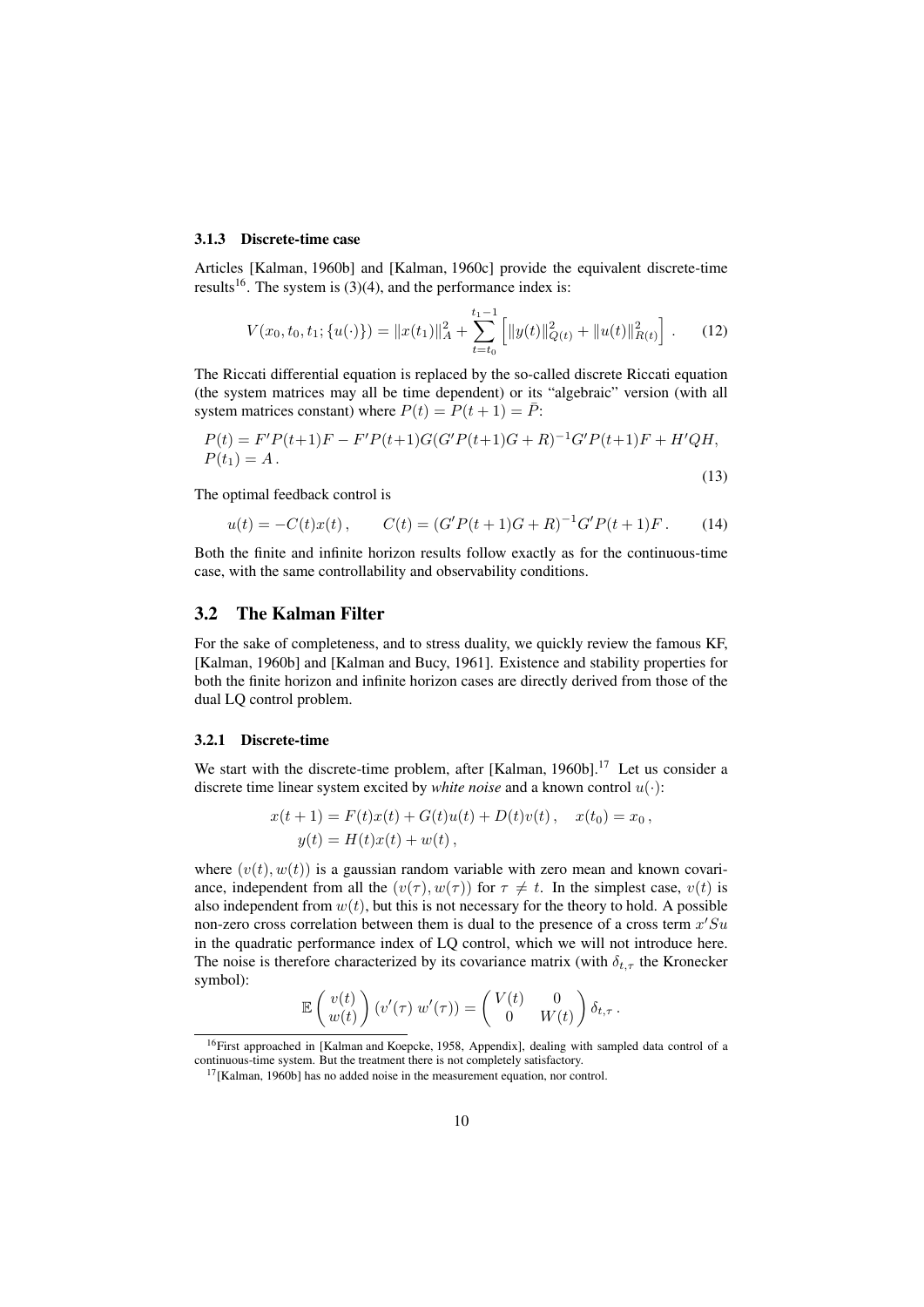### 3.1.3 Discrete-time case

Articles [Kalman, 1960b] and [Kalman, 1960c] provide the equivalent discrete-time results[16]. The system is (3)(4), and the performance index is:

$$V(x_0, t_0, t_1; \{u(\cdot)\}) = \|x(t_1)\|_A^2 + \sum_{t=t_0}^{t_1-1} \left[ \|y(t)\|_{Q(t)}^2 + \|u(t)\|_{R(t)}^2 \right] . \tag{12}$$

The Riccati differential equation is replaced by the so-called discrete Riccati equation (the system matrices may all be time dependent) or its "algebraic" version (with all system matrices constant) where $P(t) = P(t+1) = \bar{P}$:

$$\begin{aligned} &P(t) = F'P(t{+}1)F - F'P(t{+}1)G(G'P(t{+}1)G + R)^{-1}G'P(t{+}1)F + H'QH, \\ &P(t_1) = A\,. \end{aligned} \tag{13}$$

The optimal feedback control is

$$u(t) = -C(t)x(t)\,, \qquad C(t) = (G'P(t+1)G + R)^{-1}G'P(t+1)F\,. \tag{14}$$

Both the finite and infinite horizon results follow exactly as for the continuous-time case, with the same controllability and observability conditions.

## 3.2 The Kalman Filter

For the sake of completeness, and to stress duality, we quickly review the famous KF, [Kalman, 1960b] and [Kalman and Bucy, 1961]. Existence and stability properties for both the finite horizon and infinite horizon cases are directly derived from those of the dual LQ control problem.

### 3.2.1 Discrete-time

We start with the discrete-time problem, after [Kalman, 1960b].[17] Let us consider a discrete time linear system excited by *white noise* and a known control $u(\cdot)$:

$$\begin{aligned} x(t+1) &= F(t)x(t) + G(t)u(t) + D(t)v(t)\,, \quad x(t_0) = x_0\,, \\ y(t) &= H(t)x(t) + w(t)\,, \end{aligned}$$

where $(v(t), w(t))$ is a gaussian random variable with zero mean and known covariance, independent from all the $(v(\tau), w(\tau))$ for $\tau \neq t$. In the simplest case, $v(t)$ is also independent from $w(t)$, but this is not necessary for the theory to hold. A possible non-zero cross correlation between them is dual to the presence of a cross term $x'Su$ in the quadratic performance index of LQ control, which we will not introduce here. The noise is therefore characterized by its covariance matrix (with $\delta_{t,\tau}$ the Kronecker symbol):

$$\mathbb{E} \begin{pmatrix} v(t) \\ w(t) \end{pmatrix} (v'(\tau)\ w'(\tau)) = \begin{pmatrix} V(t) & 0 \\ 0 & W(t) \end{pmatrix} \delta_{t,\tau}\,.$$

[16] First approached in [Kalman and Koepcke, 1958, Appendix], dealing with sampled data control of a continuous-time system. But the treatment there is not completely satisfactory.

[17] [Kalman, 1960b] has no added noise in the measurement equation, nor control.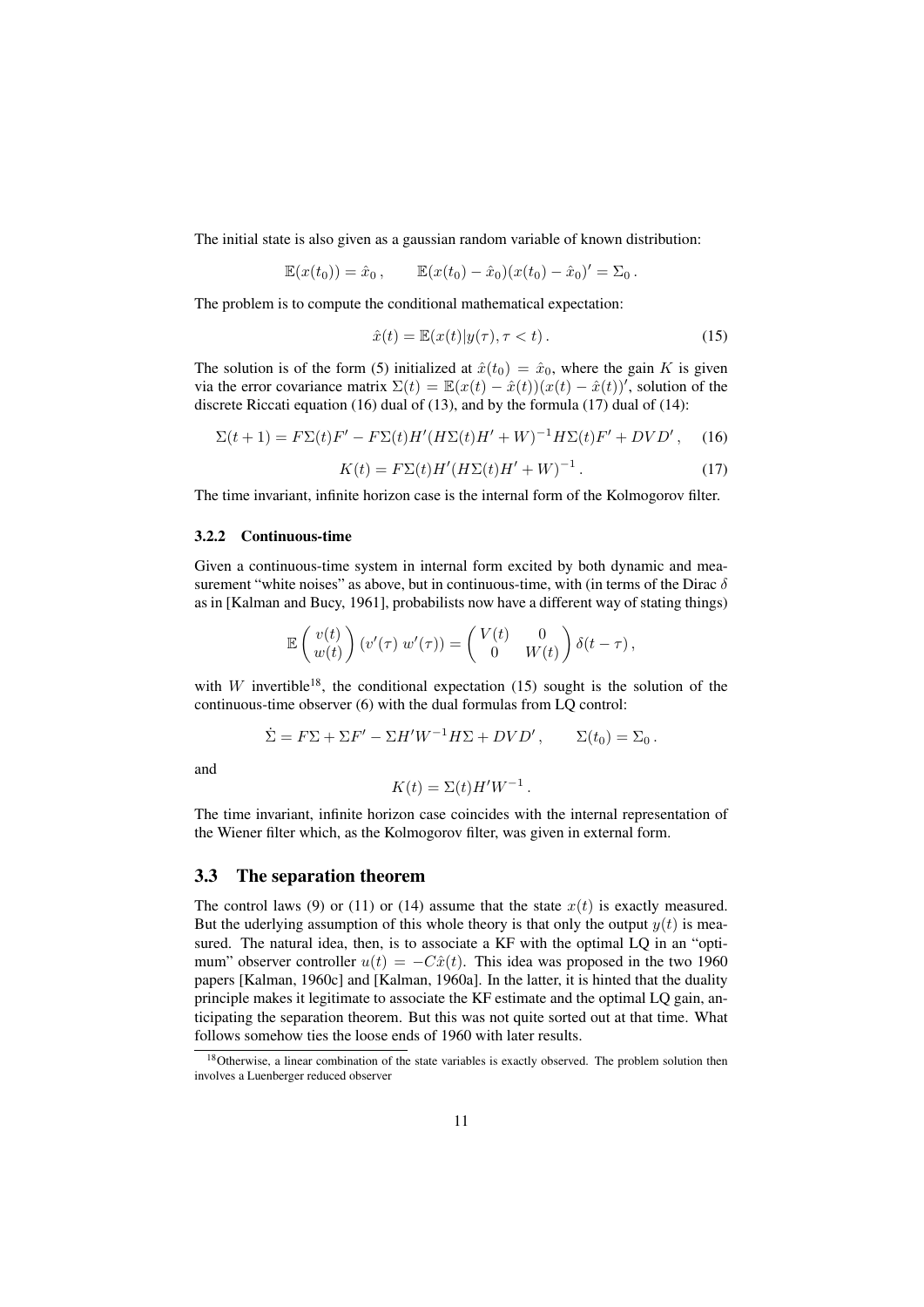The initial state is also given as a gaussian random variable of known distribution:

$$\mathbb{E}(x(t_0)) = \hat{x}_0\,, \qquad \mathbb{E}(x(t_0) - \hat{x}_0)(x(t_0) - \hat{x}_0)' = \Sigma_0\,.$$

The problem is to compute the conditional mathematical expectation:

$$\hat{x}(t) = \mathbb{E}(x(t)|y(\tau), \tau < t)\,. \tag{15}$$

The solution is of the form (5) initialized at $\hat{x}(t_0) = \hat{x}_0$, where the gain $K$ is given via the error covariance matrix $\Sigma(t) = \mathbb{E}(x(t) - \hat{x}(t))(x(t) - \hat{x}(t))'$, solution of the discrete Riccati equation (16) dual of (13), and by the formula (17) dual of (14):

$$\Sigma(t+1) = F\Sigma(t)F' - F\Sigma(t)H'(H\Sigma(t)H' + W)^{-1}H\Sigma(t)F' + DVD'\,, \tag{16}$$

$$K(t) = F\Sigma(t)H'(H\Sigma(t)H' + W)^{-1}\,. \tag{17}$$

The time invariant, infinite horizon case is the internal form of the Kolmogorov filter.

### 3.2.2 Continuous-time

Given a continuous-time system in internal form excited by both dynamic and measurement "white noises" as above, but in continuous-time, with (in terms of the Dirac $\delta$ as in [Kalman and Bucy, 1961], probabilists now have a different way of stating things)

$$\mathbb{E}\begin{pmatrix} v(t) \\ w(t) \end{pmatrix} (v'(\tau)\ w'(\tau)) = \begin{pmatrix} V(t) & 0 \\ 0 & W(t) \end{pmatrix} \delta(t - \tau)\,,$$

with $W$ invertible[18], the conditional expectation (15) sought is the solution of the continuous-time observer (6) with the dual formulas from LQ control:

$$\dot{\Sigma} = F\Sigma + \Sigma F' - \Sigma H' W^{-1} H\Sigma + DVD'\,, \qquad \Sigma(t_0) = \Sigma_0\,.$$

and

$$K(t) = \Sigma(t)H'W^{-1}\,.$$

The time invariant, infinite horizon case coincides with the internal representation of the Wiener filter which, as the Kolmogorov filter, was given in external form.

## 3.3 The separation theorem

The control laws (9) or (11) or (14) assume that the state $x(t)$ is exactly measured. But the underlying assumption of this whole theory is that only the output $y(t)$ is measured. The natural idea, then, is to associate a KF with the optimal LQ in an "optimum" observer controller $u(t) = -C\hat{x}(t)$. This idea was proposed in the two 1960 papers [Kalman, 1960c] and [Kalman, 1960a]. In the latter, it is hinted that the duality principle makes it legitimate to associate the KF estimate and the optimal LQ gain, anticipating the separation theorem. But this was not quite sorted out at that time. What follows somehow ties the loose ends of 1960 with later results.

[18] Otherwise, a linear combination of the state variables is exactly observed. The problem solution then involves a Luenberger reduced observer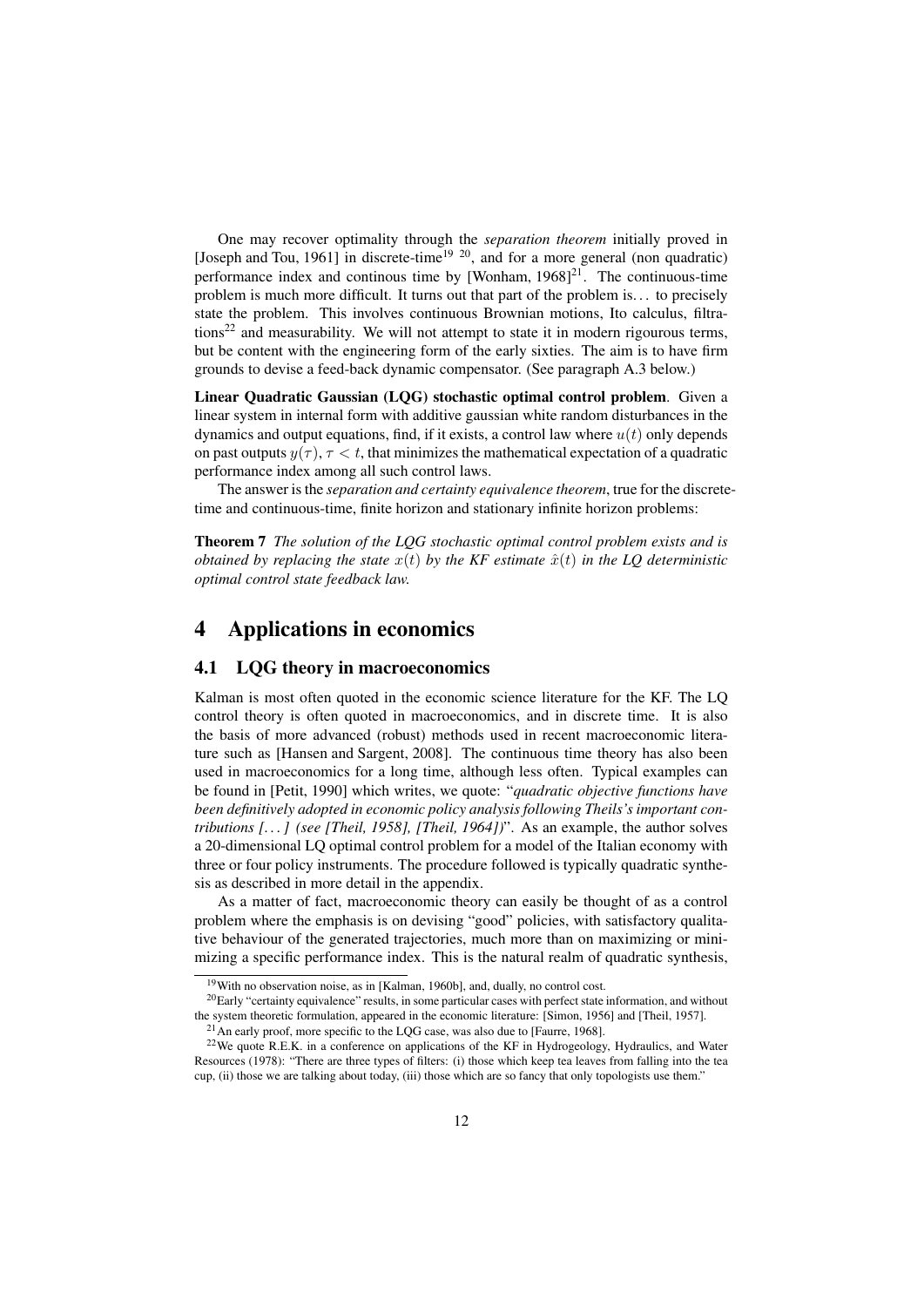One may recover optimality through the *separation theorem* initially proved in [Joseph and Tou, 1961] in discrete-time[19] [20], and for a more general (non quadratic) performance index and continous time by [Wonham, 1968][21]. The continuous-time problem is much more difficult. It turns out that part of the problem is… to precisely state the problem. This involves continuous Brownian motions, Ito calculus, filtrations[22] and measurability. We will not attempt to state it in modern rigourous terms, but be content with the engineering form of the early sixties. The aim is to have firm grounds to devise a feed-back dynamic compensator. (See paragraph A.3 below.)

**Linear Quadratic Gaussian (LQG) stochastic optimal control problem**. Given a linear system in internal form with additive gaussian white random disturbances in the dynamics and output equations, find, if it exists, a control law where $u(t)$ only depends on past outputs $y(\tau)$, $\tau < t$, that minimizes the mathematical expectation of a quadratic performance index among all such control laws.

The answer is the *separation and certainty equivalence theorem*, true for the discrete-time and continuous-time, finite horizon and stationary infinite horizon problems:

**Theorem 7** *The solution of the LQG stochastic optimal control problem exists and is obtained by replacing the state $x(t)$ by the KF estimate $\hat{x}(t)$ in the LQ deterministic optimal control state feedback law.*

# 4 Applications in economics

## 4.1 LQG theory in macroeconomics

Kalman is most often quoted in the economic science literature for the KF. The LQ control theory is often quoted in macroeconomics, and in discrete time. It is also the basis of more advanced (robust) methods used in recent macroeconomic literature such as [Hansen and Sargent, 2008]. The continuous time theory has also been used in macroeconomics for a long time, although less often. Typical examples can be found in [Petit, 1990] which writes, we quote: "*quadratic objective functions have been definitively adopted in economic policy analysis following Theils's important contributions […] (see [Theil, 1958], [Theil, 1964])*". As an example, the author solves a 20-dimensional LQ optimal control problem for a model of the Italian economy with three or four policy instruments. The procedure followed is typically quadratic synthesis as described in more detail in the appendix.

As a matter of fact, macroeconomic theory can easily be thought of as a control problem where the emphasis is on devising "good" policies, with satisfactory qualitative behaviour of the generated trajectories, much more than on maximizing or minimizing a specific performance index. This is the natural realm of quadratic synthesis,

---

[19] With no observation noise, as in [Kalman, 1960b], and, dually, no control cost.

[20] Early "certainty equivalence" results, in some particular cases with perfect state information, and without the system theoretic formulation, appeared in the economic literature: [Simon, 1956] and [Theil, 1957].

[21] An early proof, more specific to the LQG case, was also due to [Faurre, 1968].

[22] We quote R.E.K. in a conference on applications of the KF in Hydrogeology, Hydraulics, and Water Resources (1978): "There are three types of filters: (i) those which keep tea leaves from falling into the tea cup, (ii) those we are talking about today, (iii) those which are so fancy that only topologists use them."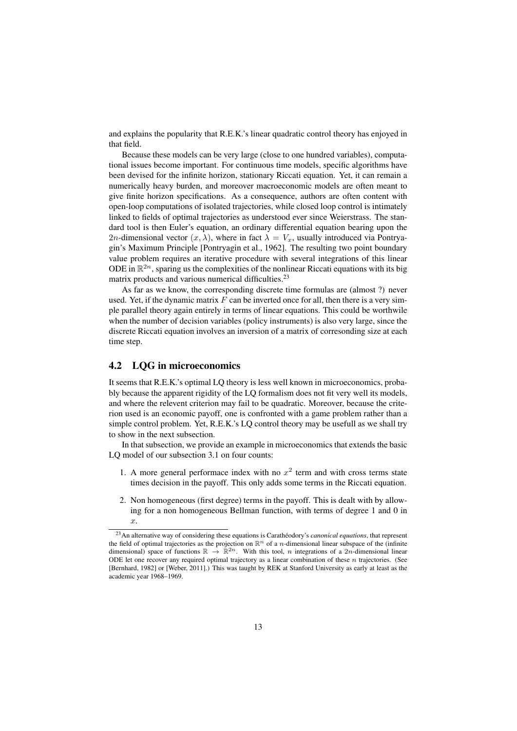and explains the popularity that R.E.K.'s linear quadratic control theory has enjoyed in that field.

Because these models can be very large (close to one hundred variables), computational issues become important. For continuous time models, specific algorithms have been devised for the infinite horizon, stationary Riccati equation. Yet, it can remain a numerically heavy burden, and moreover macroeconomic models are often meant to give finite horizon specifications. As a consequence, authors are often content with open-loop computations of isolated trajectories, while closed loop control is intimately linked to fields of optimal trajectories as understood ever since Weierstrass. The standard tool is then Euler's equation, an ordinary differential equation bearing upon the $2n$-dimensional vector $(x, \lambda)$, where in fact $\lambda = V_x$, usually introduced via Pontryagin's Maximum Principle [Pontryagin et al., 1962]. The resulting two point boundary value problem requires an iterative procedure with several integrations of this linear ODE in $\mathbb{R}^{2n}$, sparing us the complexities of the nonlinear Riccati equations with its big matrix products and various numerical difficulties.[23]

As far as we know, the corresponding discrete time formulas are (almost ?) never used. Yet, if the dynamic matrix $F$ can be inverted once for all, then there is a very simple parallel theory again entirely in terms of linear equations. This could be worthwile when the number of decision variables (policy instruments) is also very large, since the discrete Riccati equation involves an inversion of a matrix of corresonding size at each time step.

## 4.2 LQG in microeconomics

It seems that R.E.K.'s optimal LQ theory is less well known in microeconomics, probably because the apparent rigidity of the LQ formalism does not fit very well its models, and where the relevent criterion may fail to be quadratic. Moreover, because the criterion used is an economic payoff, one is confronted with a game problem rather than a simple control problem. Yet, R.E.K.'s LQ control theory may be usefull as we shall try to show in the next subsection.

In that subsection, we provide an example in microeconomics that extends the basic LQ model of our subsection 3.1 on four counts:

1. A more general performace index with no $x^2$ term and with cross terms state times decision in the payoff. This only adds some terms in the Riccati equation.
2. Non homogeneous (first degree) terms in the payoff. This is dealt with by allowing for a non homogeneous Bellman function, with terms of degree 1 and 0 in $x$.

[23] An alternative way of considering these equations is Carathéodory's *canonical equations*, that represent the field of optimal trajectories as the projection on $\mathbb{R}^n$ of a $n$-dimensional linear subspace of the (infinite dimensional) space of functions $\mathbb{R} \to \mathbb{R}^{2n}$. With this tool, $n$ integrations of a $2n$-dimensional linear ODE let one recover any required optimal trajectory as a linear combination of these $n$ trajectories. (See [Bernhard, 1982] or [Weber, 2011].) This was taught by REK at Stanford University as early at least as the academic year 1968–1969.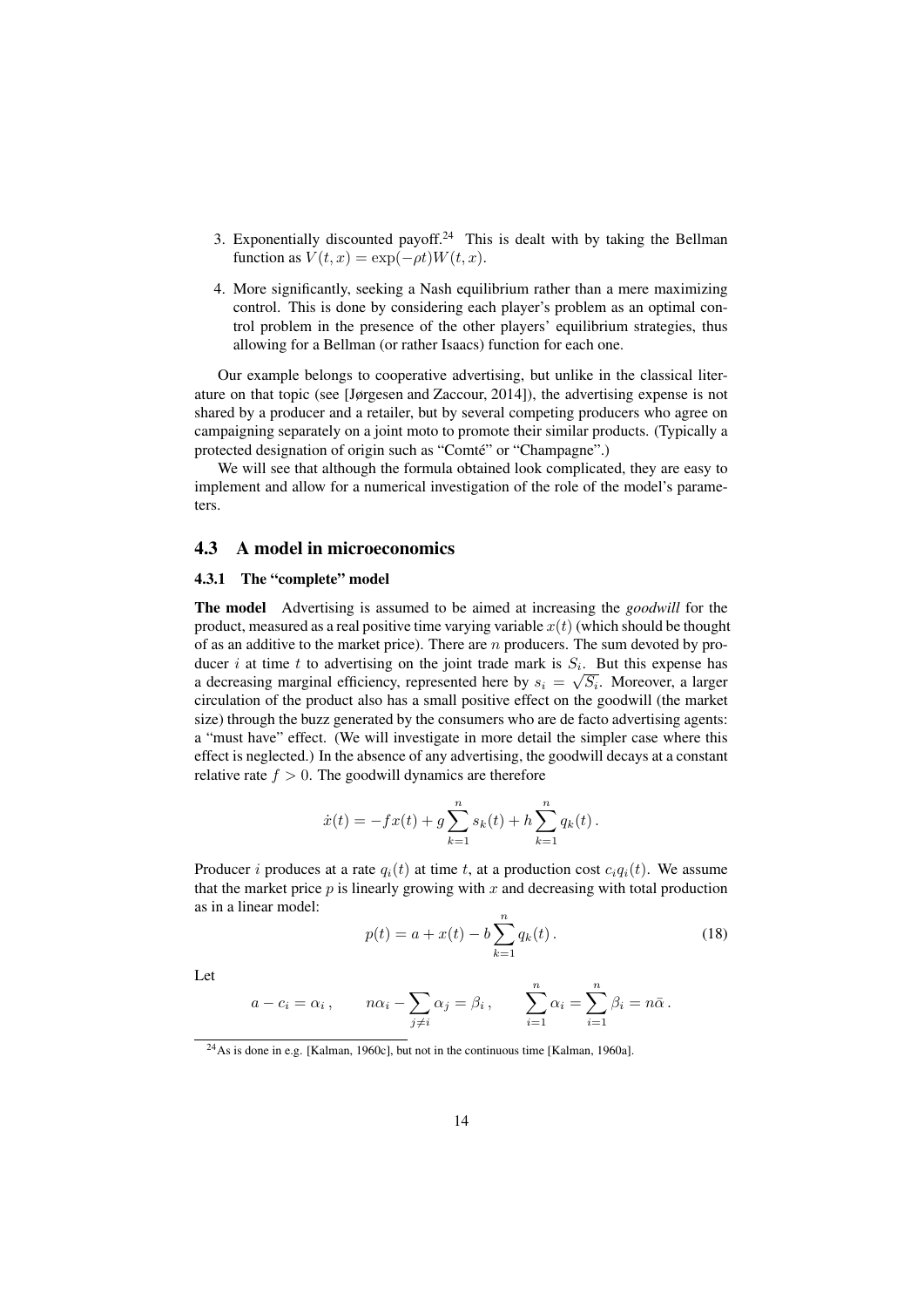3. Exponentially discounted payoff.[24] This is dealt with by taking the Bellman function as $V(t,x) = \exp(-\rho t)W(t,x)$.

4. More significantly, seeking a Nash equilibrium rather than a mere maximizing control. This is done by considering each player's problem as an optimal control problem in the presence of the other players' equilibrium strategies, thus allowing for a Bellman (or rather Isaacs) function for each one.

Our example belongs to cooperative advertising, but unlike in the classical literature on that topic (see [Jørgesen and Zaccour, 2014]), the advertising expense is not shared by a producer and a retailer, but by several competing producers who agree on campaigning separately on a joint moto to promote their similar products. (Typically a protected designation of origin such as "Comté" or "Champagne".)

We will see that although the formula obtained look complicated, they are easy to implement and allow for a numerical investigation of the role of the model's parameters.

## 4.3 A model in microeconomics

### 4.3.1 The "complete" model

**The model** Advertising is assumed to be aimed at increasing the *goodwill* for the product, measured as a real positive time varying variable $x(t)$ (which should be thought of as an additive to the market price). There are $n$ producers. The sum devoted by producer $i$ at time $t$ to advertising on the joint trade mark is $S_i$. But this expense has a decreasing marginal efficiency, represented here by $s_i = \sqrt{S_i}$. Moreover, a larger circulation of the product also has a small positive effect on the goodwill (the market size) through the buzz generated by the consumers who are de facto advertising agents: a "must have" effect. (We will investigate in more detail the simpler case where this effect is neglected.) In the absence of any advertising, the goodwill decays at a constant relative rate $f > 0$. The goodwill dynamics are therefore

$$\dot{x}(t) = -fx(t) + g\sum_{k=1}^{n} s_k(t) + h\sum_{k=1}^{n} q_k(t)\,.$$

Producer $i$ produces at a rate $q_i(t)$ at time $t$, at a production cost $c_i q_i(t)$. We assume that the market price $p$ is linearly growing with $x$ and decreasing with total production as in a linear model:

$$p(t) = a + x(t) - b\sum_{k=1}^{n} q_k(t)\,. \tag{18}$$

Let

$$a - c_i = \alpha_i\,, \qquad n\alpha_i - \sum_{j\neq i}\alpha_j = \beta_i\,, \qquad \sum_{i=1}^{n}\alpha_i = \sum_{i=1}^{n}\beta_i = n\bar{\alpha}\,.$$

[24] As is done in e.g. [Kalman, 1960c], but not in the continuous time [Kalman, 1960a].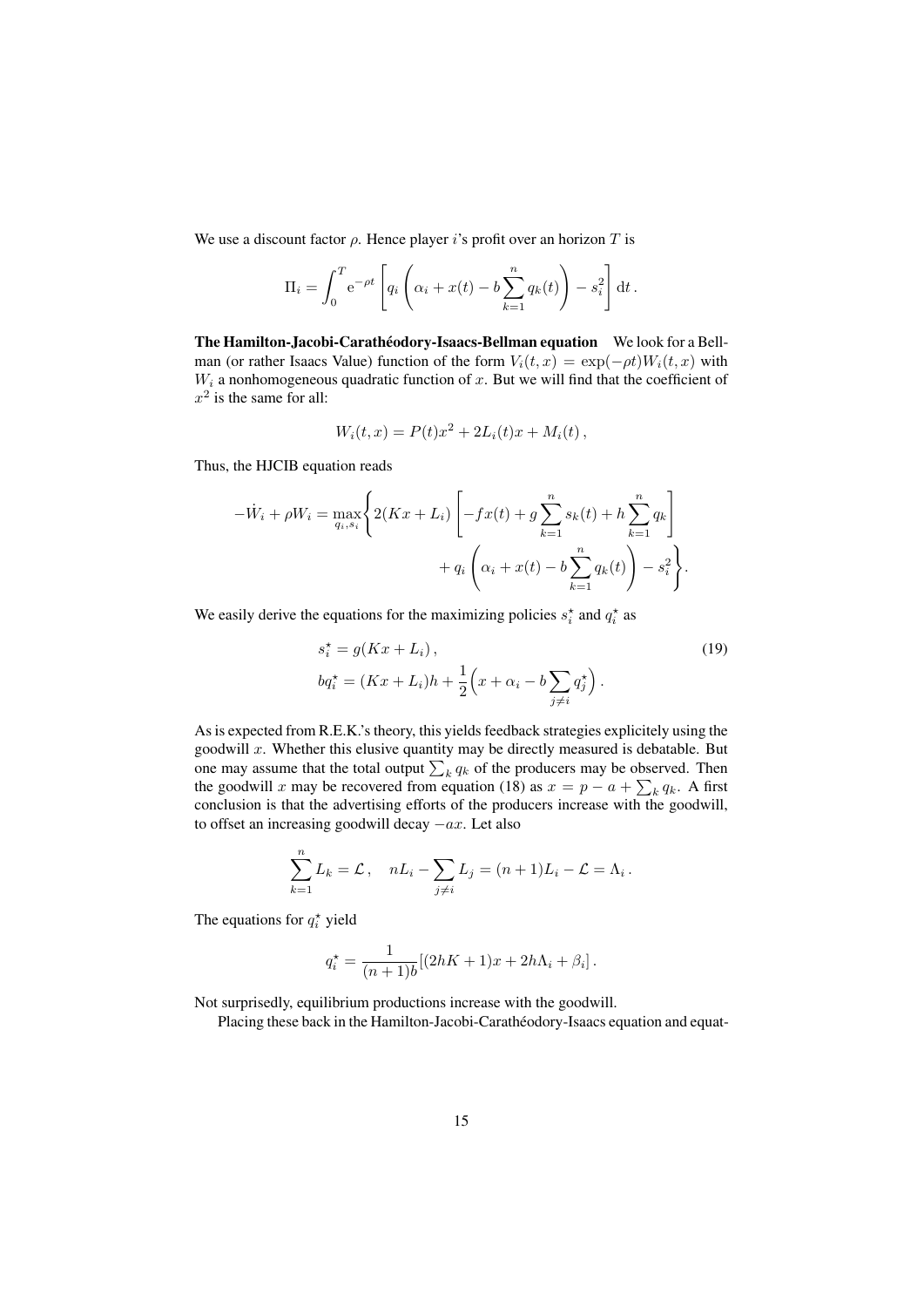We use a discount factor $\rho$. Hence player $i$'s profit over an horizon $T$ is

$$\Pi_i = \int_0^T \mathrm{e}^{-\rho t}\left[q_i\left(\alpha_i + x(t) - b\sum_{k=1}^n q_k(t)\right) - s_i^2\right]\mathrm{d}t\,.$$

**The Hamilton-Jacobi-Carathéodory-Isaacs-Bellman equation** We look for a Bellman (or rather Isaacs Value) function of the form $V_i(t,x) = \exp(-\rho t)W_i(t,x)$ with $W_i$ a nonhomogeneous quadratic function of $x$. But we will find that the coefficient of $x^2$ is the same for all:

$$W_i(t,x) = P(t)x^2 + 2L_i(t)x + M_i(t)\,,$$

Thus, the HJCIB equation reads

$$-\dot{W}_i + \rho W_i = \max_{q_i,s_i}\Bigg\{2(Kx+L_i)\left[-fx(t) + g\sum_{k=1}^n s_k(t) + h\sum_{k=1}^n q_k\right] + q_i\left(\alpha_i + x(t) - b\sum_{k=1}^n q_k(t)\right) - s_i^2\Bigg\}.$$

We easily derive the equations for the maximizing policies $s_i^\star$ and $q_i^\star$ as

$$\begin{aligned} s_i^\star &= g(Kx+L_i)\,, \\ bq_i^\star &= (Kx+L_i)h + \frac{1}{2}\Big(x + \alpha_i - b\sum_{j\neq i} q_j^\star\Big)\,. \end{aligned} \tag{19}$$

As is expected from R.E.K.'s theory, this yields feedback strategies explicitely using the goodwill $x$. Whether this elusive quantity may be directly measured is debatable. But one may assume that the total output $\sum_k q_k$ of the producers may be observed. Then the goodwill $x$ may be recovered from equation (18) as $x = p - a + \sum_k q_k$. A first conclusion is that the advertising efforts of the producers increase with the goodwill, to offset an increasing goodwill decay $-ax$. Let also

$$\sum_{k=1}^n L_k = \mathcal{L}\,, \quad nL_i - \sum_{j\neq i} L_j = (n+1)L_i - \mathcal{L} = \Lambda_i\,.$$

The equations for $q_i^\star$ yield

$$q_i^\star = \frac{1}{(n+1)b}[(2hK+1)x + 2h\Lambda_i + \beta_i]\,.$$

Not surprisedly, equilibrium productions increase with the goodwill.

Placing these back in the Hamilton-Jacobi-Carathéodory-Isaacs equation and equat-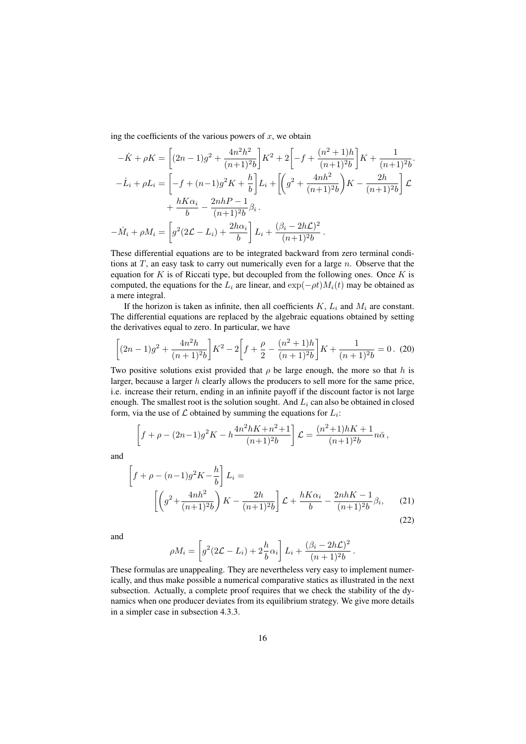ing the coefficients of the various powers of $x$, we obtain

$$-\dot{K} + \rho K = \left[(2n-1)g^2 + \frac{4n^2h^2}{(n+1)^2b}\right]K^2 + 2\left[-f + \frac{(n^2+1)h}{(n+1)^2b}\right]K + \frac{1}{(n+1)^2b}.$$

$$-\dot{L}_i + \rho L_i = \left[-f + (n-1)g^2K + \frac{h}{b}\right]L_i + \left[\left(g^2 + \frac{4nh^2}{(n+1)^2b}\right)K - \frac{2h}{(n+1)^2b}\right]\mathcal{L} + \frac{hK\alpha_i}{b} - \frac{2nhP-1}{(n+1)^2b}\beta_i\,.$$

$$-\dot{M}_i + \rho M_i = \left[g^2(2\mathcal{L} - L_i) + \frac{2h\alpha_i}{b}\right]L_i + \frac{(\beta_i - 2h\mathcal{L})^2}{(n+1)^2b}\,.$$

These differential equations are to be integrated backward from zero terminal conditions at $T$, an easy task to carry out numerically even for a large $n$. Observe that the equation for $K$ is of Riccati type, but decoupled from the following ones. Once $K$ is computed, the equations for the $L_i$ are linear, and $\exp(-\rho t)M_i(t)$ may be obtained as a mere integral.

If the horizon is taken as infinite, then all coefficients $K$, $L_i$ and $M_i$ are constant. The differential equations are replaced by the algebraic equations obtained by setting the derivatives equal to zero. In particular, we have

$$\left[(2n-1)g^2 + \frac{4n^2h}{(n+1)^2b}\right]K^2 - 2\left[f + \frac{\rho}{2} - \frac{(n^2+1)h}{(n+1)^2b}\right]K + \frac{1}{(n+1)^2b} = 0\,. \quad (20)$$

Two positive solutions exist provided that $\rho$ be large enough, the more so that $h$ is larger, because a larger $h$ clearly allows the producers to sell more for the same price, i.e. increase their return, ending in an infinite payoff if the discount factor is not large enough. The smallest root is the solution sought. And $L_i$ can also be obtained in closed form, via the use of $\mathcal{L}$ obtained by summing the equations for $L_i$:

$$\left[f + \rho - (2n-1)g^2K - h\frac{4n^2hK + n^2 + 1}{(n+1)^2b}\right]\mathcal{L} = \frac{(n^2+1)hK + 1}{(n+1)^2b}n\bar{\alpha}\,,$$

and

$$\left[f + \rho - (n-1)g^2K - \frac{h}{b}\right]L_i = \left[\left(g^2 + \frac{4nh^2}{(n+1)^2b}\right)K - \frac{2h}{(n+1)^2b}\right]\mathcal{L} + \frac{hK\alpha_i}{b} - \frac{2nhK-1}{(n+1)^2b}\beta_i, \quad (21)$$

$$(22)$$

and

$$\rho M_i = \left[g^2(2\mathcal{L} - L_i) + 2\frac{h}{b}\alpha_i\right]L_i + \frac{(\beta_i - 2h\mathcal{L})^2}{(n+1)^2b}\,.$$

These formulas are unappealing. They are nevertheless very easy to implement numerically, and thus make possible a numerical comparative statics as illustrated in the next subsection. Actually, a complete proof requires that we check the stability of the dynamics when one producer deviates from its equilibrium strategy. We give more details in a simpler case in subsection 4.3.3.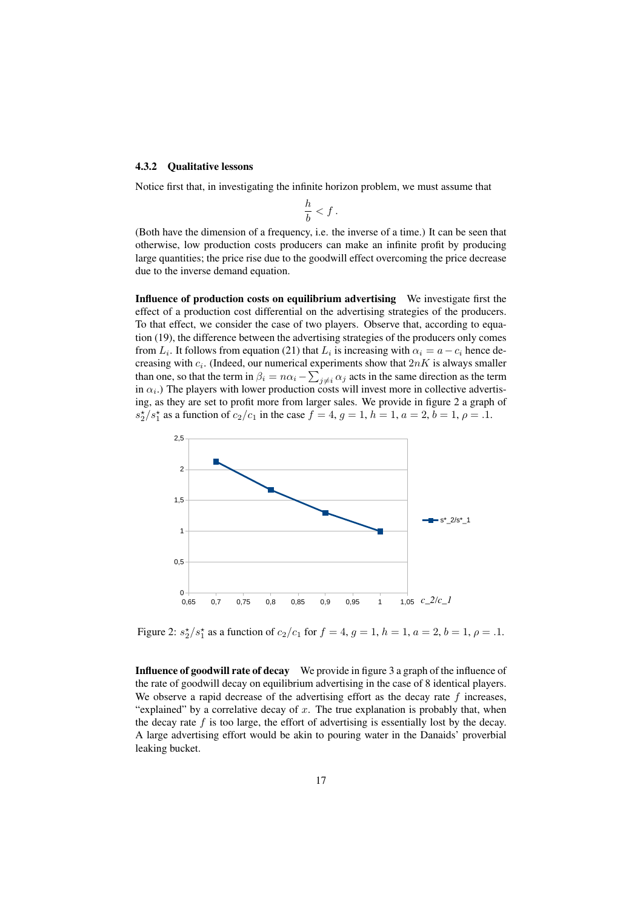### 4.3.2 Qualitative lessons

Notice first that, in investigating the infinite horizon problem, we must assume that

$$\frac{h}{b} < f\,.$$

(Both have the dimension of a frequency, i.e. the inverse of a time.) It can be seen that otherwise, low production costs producers can make an infinite profit by producing large quantities; the price rise due to the goodwill effect overcoming the price decrease due to the inverse demand equation.

**Influence of production costs on equilibrium advertising** We investigate first the effect of a production cost differential on the advertising strategies of the producers. To that effect, we consider the case of two players. Observe that, according to equation (19), the difference between the advertising strategies of the producers only comes from $L_i$. It follows from equation (21) that $L_i$ is increasing with $\alpha_i = a - c_i$ hence decreasing with $c_i$. (Indeed, our numerical experiments show that $2nK$ is always smaller than one, so that the term in $\beta_i = n\alpha_i - \sum_{j\neq i}\alpha_j$ acts in the same direction as the term in $\alpha_i$.) The players with lower production costs will invest more in collective advertising, as they are set to profit more from larger sales. We provide in figure 2 a graph of $s_2^\star/s_1^\star$ as a function of $c_2/c_1$ in the case $f = 4$, $g = 1$, $h = 1$, $a = 2$, $b = 1$, $\rho = .1$.

Figure 2: $s_2^\star/s_1^\star$ as a function of $c_2/c_1$ for $f = 4$, $g = 1$, $h = 1$, $a = 2$, $b = 1$, $\rho = .1$.

**Influence of goodwill rate of decay** We provide in figure 3 a graph of the influence of the rate of goodwill decay on equilibrium advertising in the case of 8 identical players. We observe a rapid decrease of the advertising effort as the decay rate $f$ increases, "explained" by a correlative decay of $x$. The true explanation is probably that, when the decay rate $f$ is too large, the effort of advertising is essentially lost by the decay. A large advertising effort would be akin to pouring water in the Danaids' proverbial leaking bucket.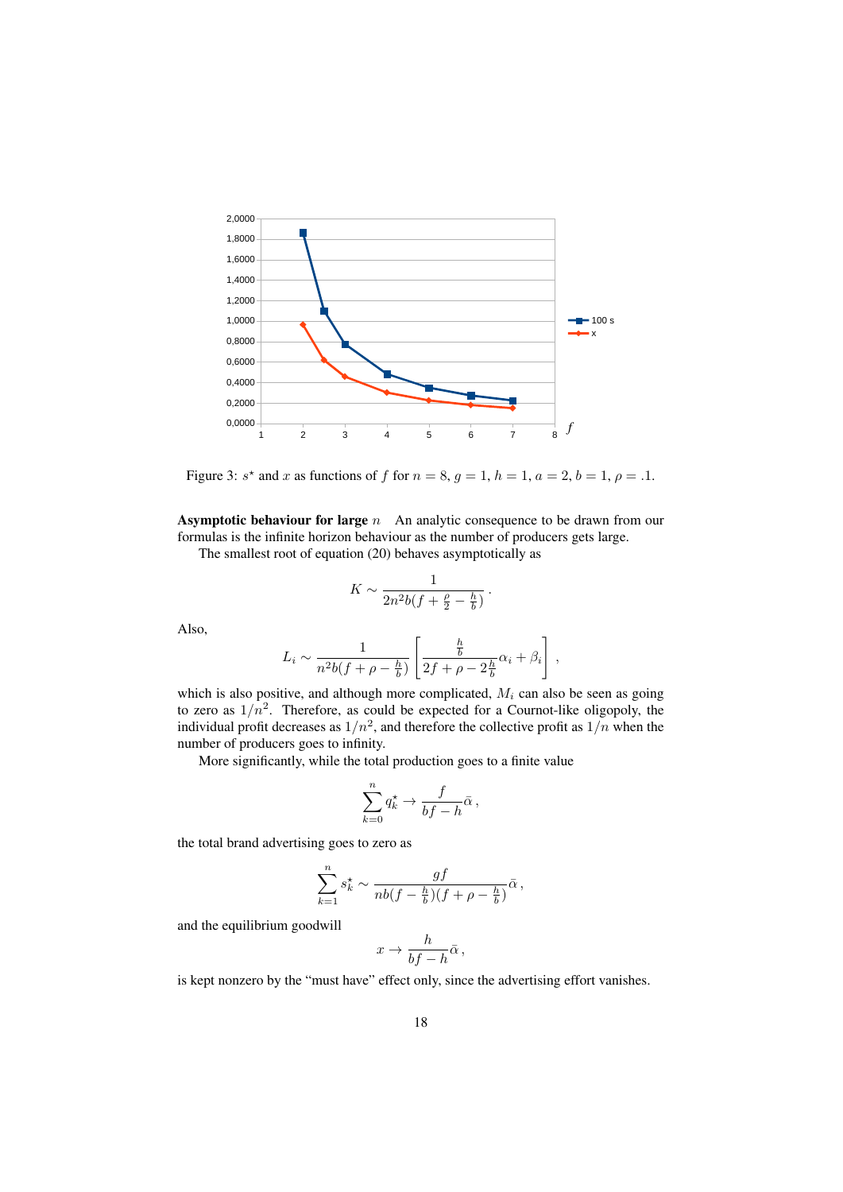Figure 3: $s^\star$ and $x$ as functions of $f$ for $n = 8$, $g = 1$, $h = 1$, $a = 2$, $b = 1$, $\rho = .1$.

**Asymptotic behaviour for large $n$** An analytic consequence to be drawn from our formulas is the infinite horizon behaviour as the number of producers gets large.

The smallest root of equation (20) behaves asymptotically as

$$K \sim \frac{1}{2n^2 b(f + \frac{\rho}{2} - \frac{h}{b})}\,.$$

Also,

$$L_i \sim \frac{1}{n^2 b(f + \rho - \frac{h}{b})}\left[\frac{\frac{h}{b}}{2f + \rho - 2\frac{h}{b}}\alpha_i + \beta_i\right],$$

which is also positive, and although more complicated, $M_i$ can also be seen as going to zero as $1/n^2$. Therefore, as could be expected for a Cournot-like oligopoly, the individual profit decreases as $1/n^2$, and therefore the collective profit as $1/n$ when the number of producers goes to infinity.

More significantly, while the total production goes to a finite value

$$\sum_{k=0}^{n} q_k^\star \to \frac{f}{bf - h}\bar{\alpha}\,,$$

the total brand advertising goes to zero as

$$\sum_{k=1}^{n} s_k^\star \sim \frac{gf}{nb(f - \frac{h}{b})(f + \rho - \frac{h}{b})}\bar{\alpha}\,,$$

and the equilibrium goodwill

$$x \to \frac{h}{bf - h}\bar{\alpha}\,,$$

is kept nonzero by the "must have" effect only, since the advertising effort vanishes.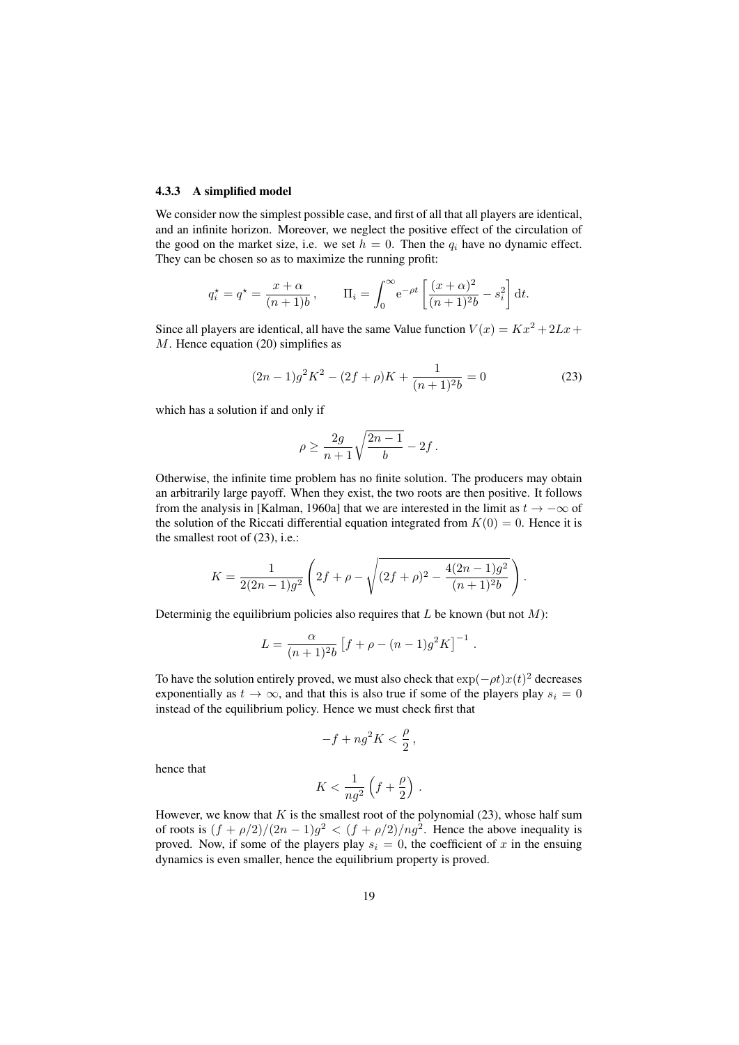### 4.3.3 A simplified model

We consider now the simplest possible case, and first of all that all players are identical, and an infinite horizon. Moreover, we neglect the positive effect of the circulation of the good on the market size, i.e. we set $h = 0$. Then the $q_i$ have no dynamic effect. They can be chosen so as to maximize the running profit:

$$q_i^\star = q^\star = \frac{x+\alpha}{(n+1)b}\,, \qquad \Pi_i = \int_0^\infty \mathrm{e}^{-\rho t}\left[\frac{(x+\alpha)^2}{(n+1)^2 b} - s_i^2\right]\mathrm{d}t.$$

Since all players are identical, all have the same Value function $V(x) = Kx^2 + 2Lx + M$. Hence equation (20) simplifies as

$$(2n-1)g^2K^2 - (2f+\rho)K + \frac{1}{(n+1)^2 b} = 0 \tag{23}$$

which has a solution if and only if

$$\rho \geq \frac{2g}{n+1}\sqrt{\frac{2n-1}{b}} - 2f\,.$$

Otherwise, the infinite time problem has no finite solution. The producers may obtain an arbitrarily large payoff. When they exist, the two roots are then positive. It follows from the analysis in [Kalman, 1960a] that we are interested in the limit as $t \to -\infty$ of the solution of the Riccati differential equation integrated from $K(0) = 0$. Hence it is the smallest root of (23), i.e.:

$$K = \frac{1}{2(2n-1)g^2}\left(2f + \rho - \sqrt{(2f+\rho)^2 - \frac{4(2n-1)g^2}{(n+1)^2 b}}\right).$$

Determinig the equilibrium policies also requires that $L$ be known (but not $M$):

$$L = \frac{\alpha}{(n+1)^2 b}\left[f + \rho - (n-1)g^2K\right]^{-1}.$$

To have the solution entirely proved, we must also check that $\exp(-\rho t)x(t)^2$ decreases exponentially as $t \to \infty$, and that this is also true if some of the players play $s_i = 0$ instead of the equilibrium policy. Hence we must check first that

$$-f + ng^2K < \frac{\rho}{2}\,,$$

hence that

$$K < \frac{1}{ng^2}\left(f + \frac{\rho}{2}\right).$$

However, we know that $K$ is the smallest root of the polynomial (23), whose half sum of roots is $(f+\rho/2)/(2n-1)g^2 < (f+\rho/2)/ng^2$. Hence the above inequality is proved. Now, if some of the players play $s_i = 0$, the coefficient of $x$ in the ensuing dynamics is even smaller, hence the equilibrium property is proved.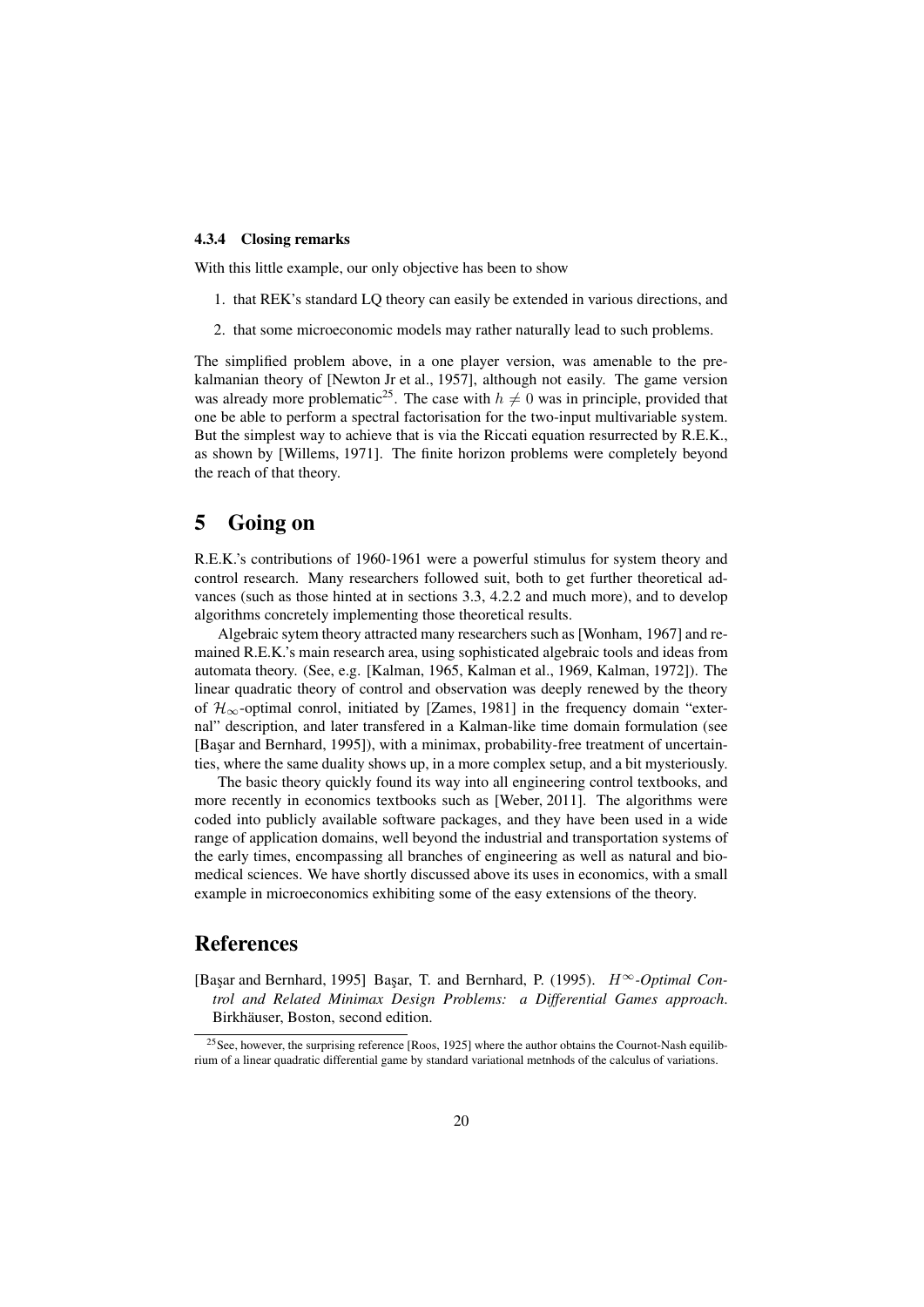#### 4.3.4 Closing remarks

With this little example, our only objective has been to show

1. that REK's standard LQ theory can easily be extended in various directions, and
2. that some microeconomic models may rather naturally lead to such problems.

The simplified problem above, in a one player version, was amenable to the pre-kalmanian theory of [Newton Jr et al., 1957], although not easily. The game version was already more problematic[25]. The case with $h \neq 0$ was in principle, provided that one be able to perform a spectral factorisation for the two-input multivariable system. But the simplest way to achieve that is via the Riccati equation resurrected by R.E.K., as shown by [Willems, 1971]. The finite horizon problems were completely beyond the reach of that theory.

# 5 Going on

R.E.K.'s contributions of 1960-1961 were a powerful stimulus for system theory and control research. Many researchers followed suit, both to get further theoretical advances (such as those hinted at in sections 3.3, 4.2.2 and much more), and to develop algorithms concretely implementing those theoretical results.

Algebraic sytem theory attracted many researchers such as [Wonham, 1967] and remained R.E.K.'s main research area, using sophisticated algebraic tools and ideas from automata theory. (See, e.g. [Kalman, 1965, Kalman et al., 1969, Kalman, 1972]). The linear quadratic theory of control and observation was deeply renewed by the theory of $\mathcal{H}_\infty$-optimal conrol, initiated by [Zames, 1981] in the frequency domain "external" description, and later transfered in a Kalman-like time domain formulation (see [Başar and Bernhard, 1995]), with a minimax, probability-free treatment of uncertainties, where the same duality shows up, in a more complex setup, and a bit mysteriously.

The basic theory quickly found its way into all engineering control textbooks, and more recently in economics textbooks such as [Weber, 2011]. The algorithms were coded into publicly available software packages, and they have been used in a wide range of application domains, well beyond the industrial and transportation systems of the early times, encompassing all branches of engineering as well as natural and biomedical sciences. We have shortly discussed above its uses in economics, with a small example in microeconomics exhibiting some of the easy extensions of the theory.

# References

[Başar and Bernhard, 1995] Başar, T. and Bernhard, P. (1995). *$H^\infty$-Optimal Control and Related Minimax Design Problems: a Differential Games approach*. Birkhäuser, Boston, second edition.

[25] See, however, the surprising reference [Roos, 1925] where the author obtains the Cournot-Nash equilibrium of a linear quadratic differential game by standard variational metnhods of the calculus of variations.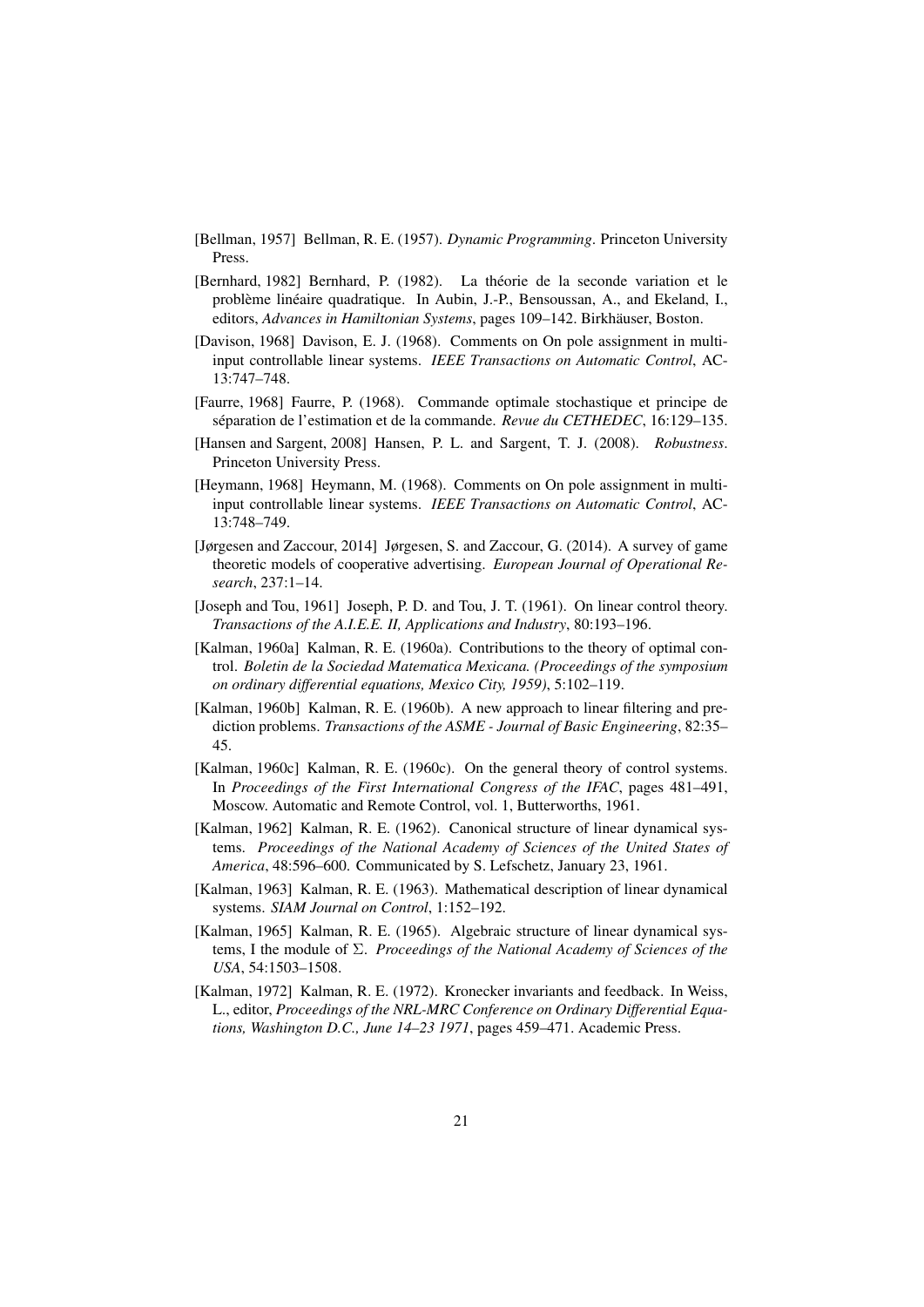[Bellman, 1957] Bellman, R. E. (1957). *Dynamic Programming*. Princeton University Press.

[Bernhard, 1982] Bernhard, P. (1982). La théorie de la seconde variation et le problème linéaire quadratique. In Aubin, J.-P., Bensoussan, A., and Ekeland, I., editors, *Advances in Hamiltonian Systems*, pages 109–142. Birkhäuser, Boston.

[Davison, 1968] Davison, E. J. (1968). Comments on On pole assignment in multi-input controllable linear systems. *IEEE Transactions on Automatic Control*, AC-13:747–748.

[Faurre, 1968] Faurre, P. (1968). Commande optimale stochastique et principe de séparation de l'estimation et de la commande. *Revue du CETHEDEC*, 16:129–135.

[Hansen and Sargent, 2008] Hansen, P. L. and Sargent, T. J. (2008). *Robustness*. Princeton University Press.

[Heymann, 1968] Heymann, M. (1968). Comments on On pole assignment in multi-input controllable linear systems. *IEEE Transactions on Automatic Control*, AC-13:748–749.

[Jørgesen and Zaccour, 2014] Jørgesen, S. and Zaccour, G. (2014). A survey of game theoretic models of cooperative advertising. *European Journal of Operational Research*, 237:1–14.

[Joseph and Tou, 1961] Joseph, P. D. and Tou, J. T. (1961). On linear control theory. *Transactions of the A.I.E.E. II, Applications and Industry*, 80:193–196.

[Kalman, 1960a] Kalman, R. E. (1960a). Contributions to the theory of optimal control. *Boletin de la Sociedad Matematica Mexicana. (Proceedings of the symposium on ordinary differential equations, Mexico City, 1959)*, 5:102–119.

[Kalman, 1960b] Kalman, R. E. (1960b). A new approach to linear filtering and prediction problems. *Transactions of the ASME - Journal of Basic Engineering*, 82:35–45.

[Kalman, 1960c] Kalman, R. E. (1960c). On the general theory of control systems. In *Proceedings of the First International Congress of the IFAC*, pages 481–491, Moscow. Automatic and Remote Control, vol. 1, Butterworths, 1961.

[Kalman, 1962] Kalman, R. E. (1962). Canonical structure of linear dynamical systems. *Proceedings of the National Academy of Sciences of the United States of America*, 48:596–600. Communicated by S. Lefschetz, January 23, 1961.

[Kalman, 1963] Kalman, R. E. (1963). Mathematical description of linear dynamical systems. *SIAM Journal on Control*, 1:152–192.

[Kalman, 1965] Kalman, R. E. (1965). Algebraic structure of linear dynamical systems, I the module of $\Sigma$. *Proceedings of the National Academy of Sciences of the USA*, 54:1503–1508.

[Kalman, 1972] Kalman, R. E. (1972). Kronecker invariants and feedback. In Weiss, L., editor, *Proceedings of the NRL-MRC Conference on Ordinary Differential Equations, Washington D.C., June 14–23 1971*, pages 459–471. Academic Press.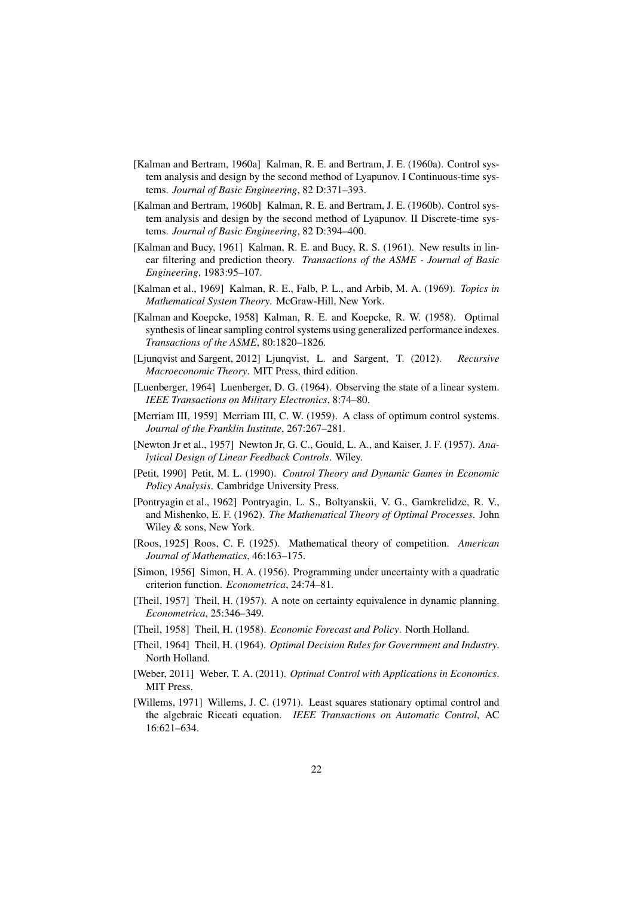[Kalman and Bertram, 1960a] Kalman, R. E. and Bertram, J. E. (1960a). Control system analysis and design by the second method of Lyapunov. I Continuous-time systems. *Journal of Basic Engineering*, 82 D:371–393.

[Kalman and Bertram, 1960b] Kalman, R. E. and Bertram, J. E. (1960b). Control system analysis and design by the second method of Lyapunov. II Discrete-time systems. *Journal of Basic Engineering*, 82 D:394–400.

[Kalman and Bucy, 1961] Kalman, R. E. and Bucy, R. S. (1961). New results in linear filtering and prediction theory. *Transactions of the ASME - Journal of Basic Engineering*, 1983:95–107.

[Kalman et al., 1969] Kalman, R. E., Falb, P. L., and Arbib, M. A. (1969). *Topics in Mathematical System Theory*. McGraw-Hill, New York.

[Kalman and Koepcke, 1958] Kalman, R. E. and Koepcke, R. W. (1958). Optimal synthesis of linear sampling control systems using generalized performance indexes. *Transactions of the ASME*, 80:1820–1826.

[Ljunqvist and Sargent, 2012] Ljunqvist, L. and Sargent, T. (2012). *Recursive Macroeconomic Theory*. MIT Press, third edition.

[Luenberger, 1964] Luenberger, D. G. (1964). Observing the state of a linear system. *IEEE Transactions on Military Electronics*, 8:74–80.

[Merriam III, 1959] Merriam III, C. W. (1959). A class of optimum control systems. *Journal of the Franklin Institute*, 267:267–281.

[Newton Jr et al., 1957] Newton Jr, G. C., Gould, L. A., and Kaiser, J. F. (1957). *Analytical Design of Linear Feedback Controls*. Wiley.

[Petit, 1990] Petit, M. L. (1990). *Control Theory and Dynamic Games in Economic Policy Analysis*. Cambridge University Press.

[Pontryagin et al., 1962] Pontryagin, L. S., Boltyanskii, V. G., Gamkrelidze, R. V., and Mishenko, E. F. (1962). *The Mathematical Theory of Optimal Processes*. John Wiley & sons, New York.

[Roos, 1925] Roos, C. F. (1925). Mathematical theory of competition. *American Journal of Mathematics*, 46:163–175.

[Simon, 1956] Simon, H. A. (1956). Programming under uncertainty with a quadratic criterion function. *Econometrica*, 24:74–81.

[Theil, 1957] Theil, H. (1957). A note on certainty equivalence in dynamic planning. *Econometrica*, 25:346–349.

[Theil, 1958] Theil, H. (1958). *Economic Forecast and Policy*. North Holland.

[Theil, 1964] Theil, H. (1964). *Optimal Decision Rules for Government and Industry*. North Holland.

[Weber, 2011] Weber, T. A. (2011). *Optimal Control with Applications in Economics*. MIT Press.

[Willems, 1971] Willems, J. C. (1971). Least squares stationary optimal control and the algebraic Riccati equation. *IEEE Transactions on Automatic Control*, AC 16:621–634.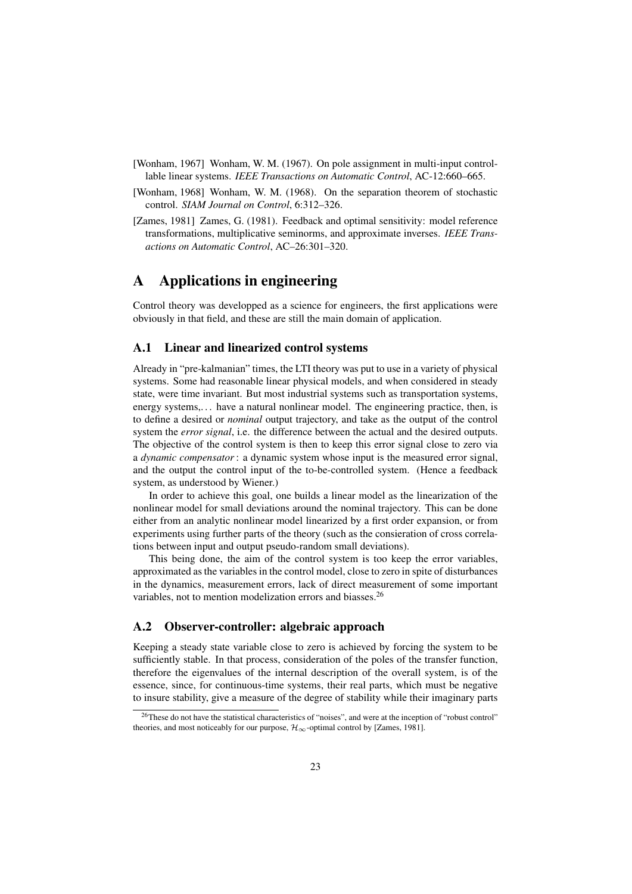[Wonham, 1967] Wonham, W. M. (1967). On pole assignment in multi-input controllable linear systems. *IEEE Transactions on Automatic Control*, AC-12:660–665.

[Wonham, 1968] Wonham, W. M. (1968). On the separation theorem of stochastic control. *SIAM Journal on Control*, 6:312–326.

[Zames, 1981] Zames, G. (1981). Feedback and optimal sensitivity: model reference transformations, multiplicative seminorms, and approximate inverses. *IEEE Transactions on Automatic Control*, AC–26:301–320.

# A Applications in engineering

Control theory was developped as a science for engineers, the first applications were obviously in that field, and these are still the main domain of application.

## A.1 Linear and linearized control systems

Already in "pre-kalmanian" times, the LTI theory was put to use in a variety of physical systems. Some had reasonable linear physical models, and when considered in steady state, were time invariant. But most industrial systems such as transportation systems, energy systems,. . . have a natural nonlinear model. The engineering practice, then, is to define a desired or *nominal* output trajectory, and take as the output of the control system the *error signal*, i.e. the difference between the actual and the desired outputs. The objective of the control system is then to keep this error signal close to zero via a *dynamic compensator* : a dynamic system whose input is the measured error signal, and the output the control input of the to-be-controlled system. (Hence a feedback system, as understood by Wiener.)

In order to achieve this goal, one builds a linear model as the linearization of the nonlinear model for small deviations around the nominal trajectory. This can be done either from an analytic nonlinear model linearized by a first order expansion, or from experiments using further parts of the theory (such as the consieration of cross correlations between input and output pseudo-random small deviations).

This being done, the aim of the control system is too keep the error variables, approximated as the variables in the control model, close to zero in spite of disturbances in the dynamics, measurement errors, lack of direct measurement of some important variables, not to mention modelization errors and biasses.[26]

## A.2 Observer-controller: algebraic approach

Keeping a steady state variable close to zero is achieved by forcing the system to be sufficiently stable. In that process, consideration of the poles of the transfer function, therefore the eigenvalues of the internal description of the overall system, is of the essence, since, for continuous-time systems, their real parts, which must be negative to insure stability, give a measure of the degree of stability while their imaginary parts

[26] These do not have the statistical characteristics of "noises", and were at the inception of "robust control" theories, and most noticeably for our purpose, $\mathcal{H}_\infty$-optimal control by [Zames, 1981].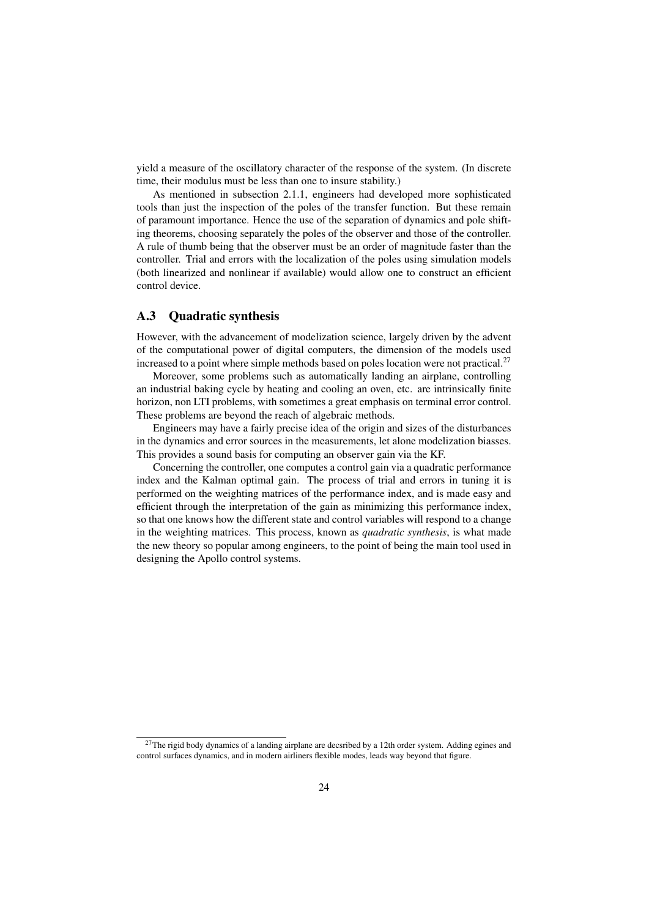yield a measure of the oscillatory character of the response of the system. (In discrete time, their modulus must be less than one to insure stability.)

As mentioned in subsection 2.1.1, engineers had developed more sophisticated tools than just the inspection of the poles of the transfer function. But these remain of paramount importance. Hence the use of the separation of dynamics and pole shifting theorems, choosing separately the poles of the observer and those of the controller. A rule of thumb being that the observer must be an order of magnitude faster than the controller. Trial and errors with the localization of the poles using simulation models (both linearized and nonlinear if available) would allow one to construct an efficient control device.

## A.3 Quadratic synthesis

However, with the advancement of modelization science, largely driven by the advent of the computational power of digital computers, the dimension of the models used increased to a point where simple methods based on poles location were not practical.[27]

Moreover, some problems such as automatically landing an airplane, controlling an industrial baking cycle by heating and cooling an oven, etc. are intrinsically finite horizon, non LTI problems, with sometimes a great emphasis on terminal error control. These problems are beyond the reach of algebraic methods.

Engineers may have a fairly precise idea of the origin and sizes of the disturbances in the dynamics and error sources in the measurements, let alone modelization biasses. This provides a sound basis for computing an observer gain via the KF.

Concerning the controller, one computes a control gain via a quadratic performance index and the Kalman optimal gain. The process of trial and errors in tuning it is performed on the weighting matrices of the performance index, and is made easy and efficient through the interpretation of the gain as minimizing this performance index, so that one knows how the different state and control variables will respond to a change in the weighting matrices. This process, known as *quadratic synthesis*, is what made the new theory so popular among engineers, to the point of being the main tool used in designing the Apollo control systems.

[27] The rigid body dynamics of a landing airplane are decsribed by a 12th order system. Adding egines and control surfaces dynamics, and in modern airliners flexible modes, leads way beyond that figure.